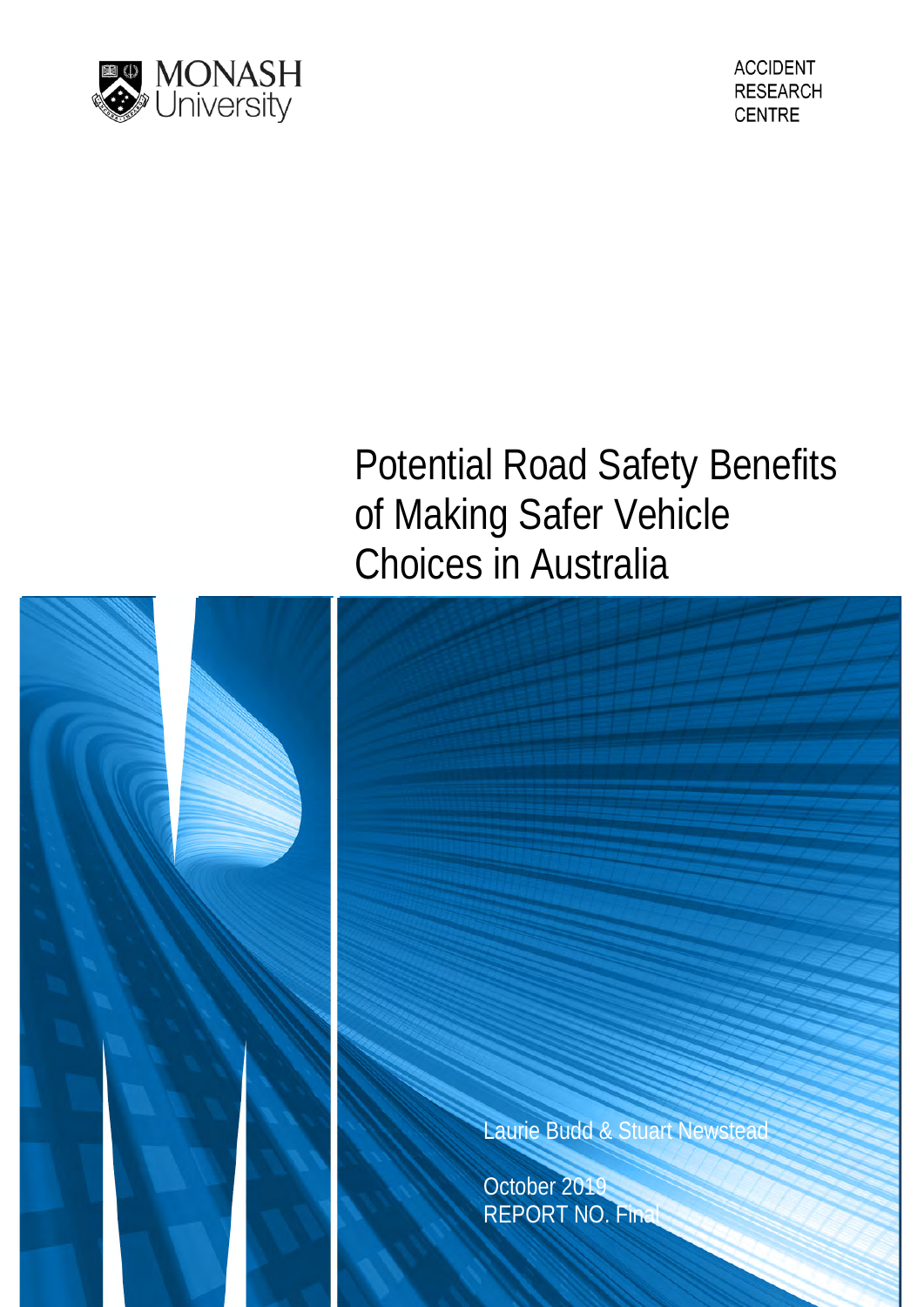MONASH University

ACCIDENT RESEARCH CENTRE

# Potential Road Safety Benefits of Making Safer Vehicle Choices in Australia

Laurie Budd & Stuart Newstead

October 2019
REPORT NO. Final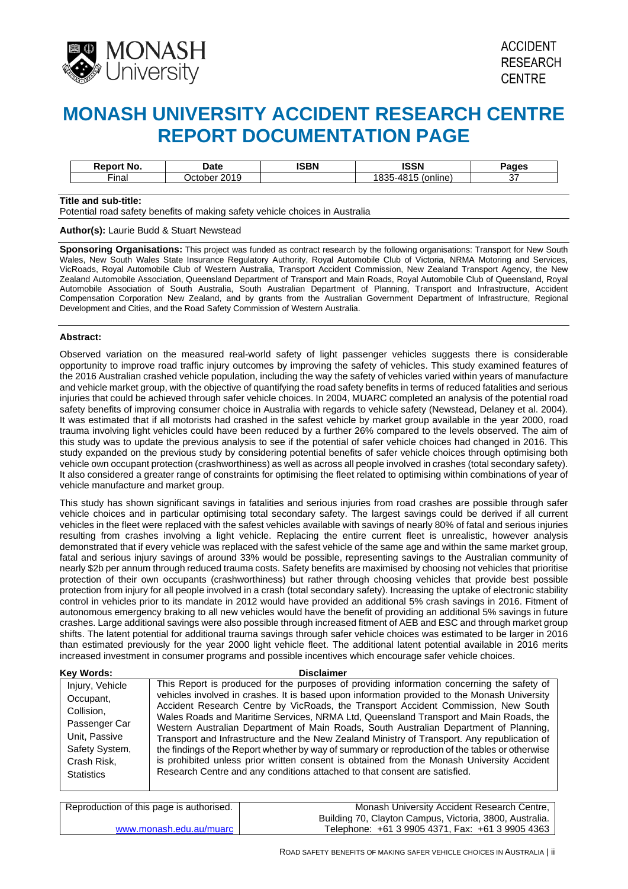# MONASH UNIVERSITY ACCIDENT RESEARCH CENTRE REPORT DOCUMENTATION PAGE

| Report No. | Date | ISBN | ISSN | Pages |
|---|---|---|---|---|
| Final | October 2019 | | 1835-4815 (online) | 37 |

**Title and sub-title:**
Potential road safety benefits of making safety vehicle choices in Australia

**Author(s):** Laurie Budd & Stuart Newstead

**Sponsoring Organisations:** This project was funded as contract research by the following organisations: Transport for New South Wales, New South Wales State Insurance Regulatory Authority, Royal Automobile Club of Victoria, NRMA Motoring and Services, VicRoads, Royal Automobile Club of Western Australia, Transport Accident Commission, New Zealand Transport Agency, the New Zealand Automobile Association, Queensland Department of Transport and Main Roads, Royal Automobile Club of Queensland, Royal Automobile Association of South Australia, South Australian Department of Planning, Transport and Infrastructure, Accident Compensation Corporation New Zealand, and by grants from the Australian Government Department of Infrastructure, Regional Development and Cities, and the Road Safety Commission of Western Australia.

**Abstract:**

Observed variation on the measured real-world safety of light passenger vehicles suggests there is considerable opportunity to improve road traffic injury outcomes by improving the safety of vehicles. This study examined features of the 2016 Australian crashed vehicle population, including the way the safety of vehicles varied within years of manufacture and vehicle market group, with the objective of quantifying the road safety benefits in terms of reduced fatalities and serious injuries that could be achieved through safer vehicle choices. In 2004, MUARC completed an analysis of the potential road safety benefits of improving consumer choice in Australia with regards to vehicle safety (Newstead, Delaney et al. 2004). It was estimated that if all motorists had crashed in the safest vehicle by market group available in the year 2000, road trauma involving light vehicles could have been reduced by a further 26% compared to the levels observed. The aim of this study was to update the previous analysis to see if the potential of safer vehicle choices had changed in 2016. This study expanded on the previous study by considering potential benefits of safer vehicle choices through optimising both vehicle own occupant protection (crashworthiness) as well as across all people involved in crashes (total secondary safety). It also considered a greater range of constraints for optimising the fleet related to optimising within combinations of year of vehicle manufacture and market group.

This study has shown significant savings in fatalities and serious injuries from road crashes are possible through safer vehicle choices and in particular optimising total secondary safety. The largest savings could be derived if all current vehicles in the fleet were replaced with the safest vehicles available with savings of nearly 80% of fatal and serious injuries resulting from crashes involving a light vehicle. Replacing the entire current fleet is unrealistic, however analysis demonstrated that if every vehicle was replaced with the safest vehicle of the same age and within the same market group, fatal and serious injury savings of around 33% would be possible, representing savings to the Australian community of nearly $2b per annum through reduced trauma costs. Safety benefits are maximised by choosing not vehicles that prioritise protection of their own occupants (crashworthiness) but rather through choosing vehicles that provide best possible protection from injury for all people involved in a crash (total secondary safety). Increasing the uptake of electronic stability control in vehicles prior to its mandate in 2012 would have provided an additional 5% crash savings in 2016. Fitment of autonomous emergency braking to all new vehicles would have the benefit of providing an additional 5% savings in future crashes. Large additional savings were also possible through increased fitment of AEB and ESC and through market group shifts. The latent potential for additional trauma savings through safer vehicle choices was estimated to be larger in 2016 than estimated previously for the year 2000 light vehicle fleet. The additional latent potential available in 2016 merits increased investment in consumer programs and possible incentives which encourage safer vehicle choices.

| Key Words: | Disclaimer |
|---|---|
| Injury, Vehicle Occupant, Collision, Passenger Car Unit, Passive Safety System, Crash Risk, Statistics | This Report is produced for the purposes of providing information concerning the safety of vehicles involved in crashes. It is based upon information provided to the Monash University Accident Research Centre by VicRoads, the Transport Accident Commission, New South Wales Roads and Maritime Services, NRMA Ltd, Queensland Transport and Main Roads, the Western Australian Department of Main Roads, South Australian Department of Planning, Transport and Infrastructure and the New Zealand Ministry of Transport. Any republication of the findings of the Report whether by way of summary or reproduction of the tables or otherwise is prohibited unless prior written consent is obtained from the Monash University Accident Research Centre and any conditions attached to that consent are satisfied. |

| Reproduction of this page is authorised. | Monash University Accident Research Centre, Building 70, Clayton Campus, Victoria, 3800, Australia. |
|---|---|
| www.monash.edu.au/muarc | Telephone: +61 3 9905 4371, Fax: +61 3 9905 4363 |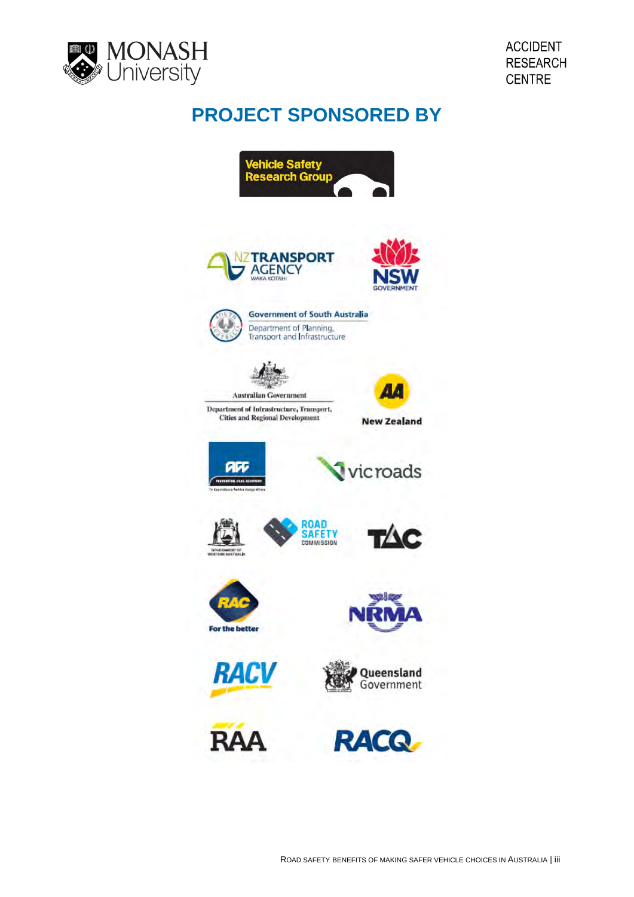# PROJECT SPONSORED BY

Vehicle Safety Research Group

NZ TRANSPORT AGENCY WAKA KOTAHI

NSW GOVERNMENT

Government of South Australia
Department of Planning, Transport and Infrastructure

Australian Government
Department of Infrastructure, Transport, Cities and Regional Development

AA New Zealand

ACC PREVENTION. CARE. RECOVERY.

vicroads

GOVERNMENT OF WESTERN AUSTRALIA

ROAD SAFETY COMMISSION

TAC

RAC For the better

NRMA

RACV

Queensland Government

RAA

RACQ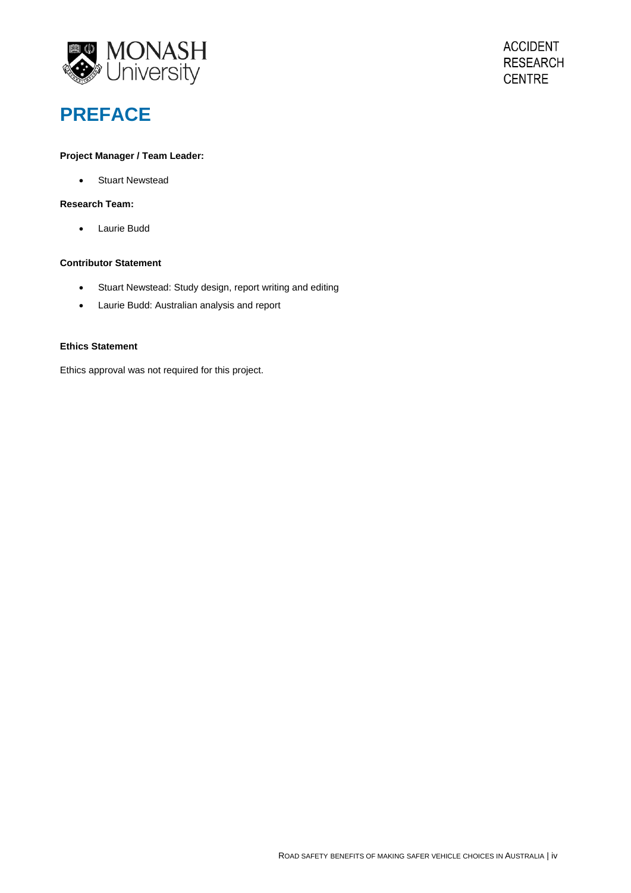# PREFACE

**Project Manager / Team Leader:**

- Stuart Newstead

**Research Team:**

- Laurie Budd

**Contributor Statement**

- Stuart Newstead: Study design, report writing and editing
- Laurie Budd: Australian analysis and report

**Ethics Statement**

Ethics approval was not required for this project.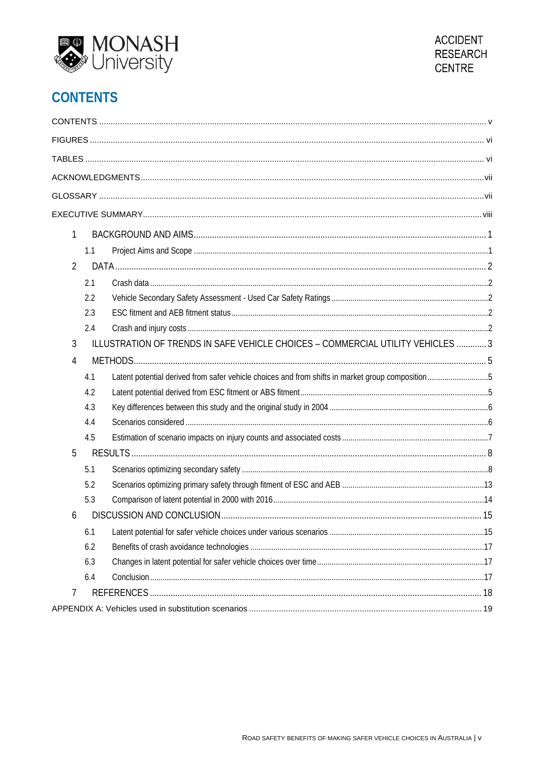# CONTENTS

CONTENTS ..... v

FIGURES ..... vi

TABLES ..... vi

ACKNOWLEDGMENTS ..... vii

GLOSSARY ..... vii

EXECUTIVE SUMMARY ..... viii

1 BACKGROUND AND AIMS ..... 1
- 1.1 Project Aims and Scope ..... 1

2 DATA ..... 2
- 2.1 Crash data ..... 2
- 2.2 Vehicle Secondary Safety Assessment - Used Car Safety Ratings ..... 2
- 2.3 ESC fitment and AEB fitment status ..... 2
- 2.4 Crash and injury costs ..... 2

3 ILLUSTRATION OF TRENDS IN SAFE VEHICLE CHOICES – COMMERCIAL UTILITY VEHICLES ..... 3

4 METHODS ..... 5
- 4.1 Latent potential derived from safer vehicle choices and from shifts in market group composition ..... 5
- 4.2 Latent potential derived from ESC fitment or ABS fitment ..... 5
- 4.3 Key differences between this study and the original study in 2004 ..... 6
- 4.4 Scenarios considered ..... 6
- 4.5 Estimation of scenario impacts on injury counts and associated costs ..... 7

5 RESULTS ..... 8
- 5.1 Scenarios optimizing secondary safety ..... 8
- 5.2 Scenarios optimizing primary safety through fitment of ESC and AEB ..... 13
- 5.3 Comparison of latent potential in 2000 with 2016 ..... 14

6 DISCUSSION AND CONCLUSION ..... 15
- 6.1 Latent potential for safer vehicle choices under various scenarios ..... 15
- 6.2 Benefits of crash avoidance technologies ..... 17
- 6.3 Changes in latent potential for safer vehicle choices over time ..... 17
- 6.4 Conclusion ..... 17

7 REFERENCES ..... 18

APPENDIX A: Vehicles used in substitution scenarios ..... 19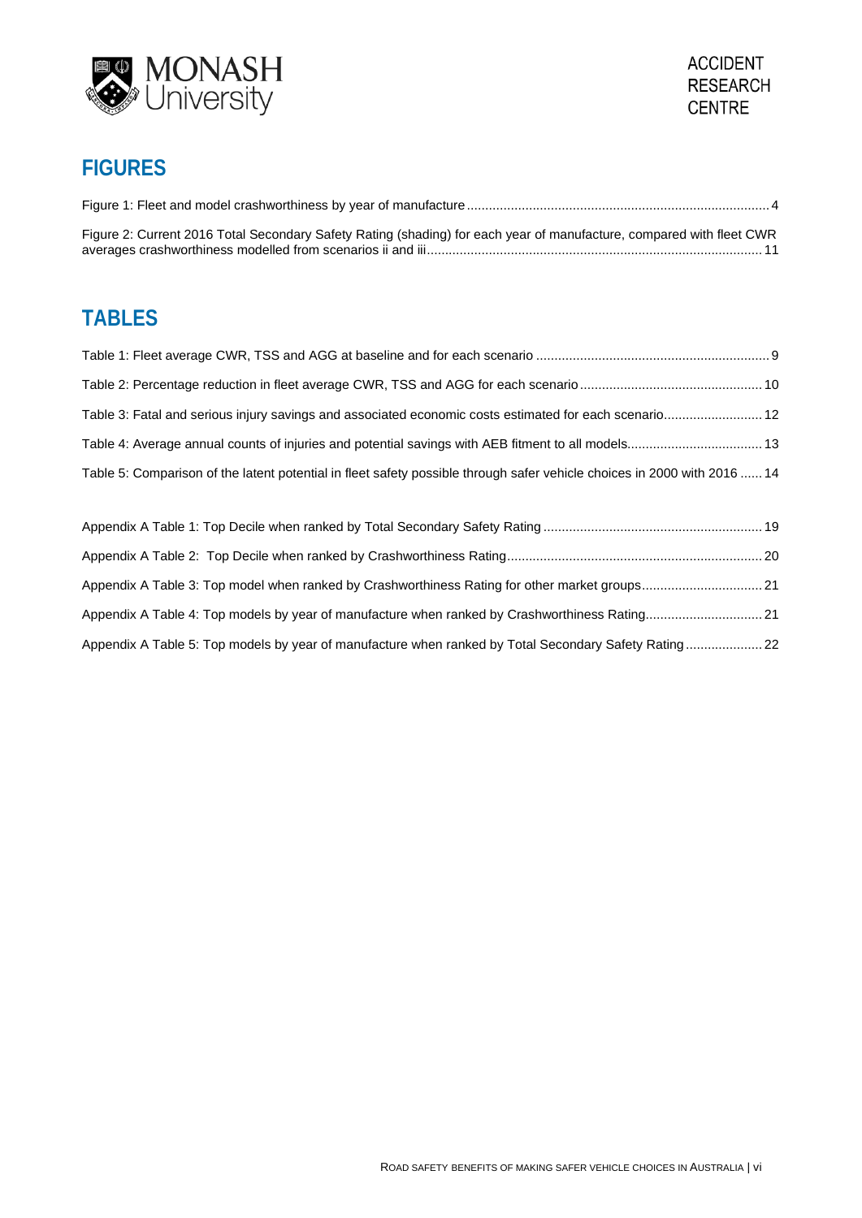## FIGURES

Figure 1: Fleet and model crashworthiness by year of manufacture ....... 4

Figure 2: Current 2016 Total Secondary Safety Rating (shading) for each year of manufacture, compared with fleet CWR averages crashworthiness modelled from scenarios ii and iii ....... 11

## TABLES

Table 1: Fleet average CWR, TSS and AGG at baseline and for each scenario ....... 9

Table 2: Percentage reduction in fleet average CWR, TSS and AGG for each scenario ....... 10

Table 3: Fatal and serious injury savings and associated economic costs estimated for each scenario ....... 12

Table 4: Average annual counts of injuries and potential savings with AEB fitment to all models ....... 13

Table 5: Comparison of the latent potential in fleet safety possible through safer vehicle choices in 2000 with 2016 ....... 14

Appendix A Table 1: Top Decile when ranked by Total Secondary Safety Rating ....... 19

Appendix A Table 2: Top Decile when ranked by Crashworthiness Rating ....... 20

Appendix A Table 3: Top model when ranked by Crashworthiness Rating for other market groups ....... 21

Appendix A Table 4: Top models by year of manufacture when ranked by Crashworthiness Rating ....... 21

Appendix A Table 5: Top models by year of manufacture when ranked by Total Secondary Safety Rating ....... 22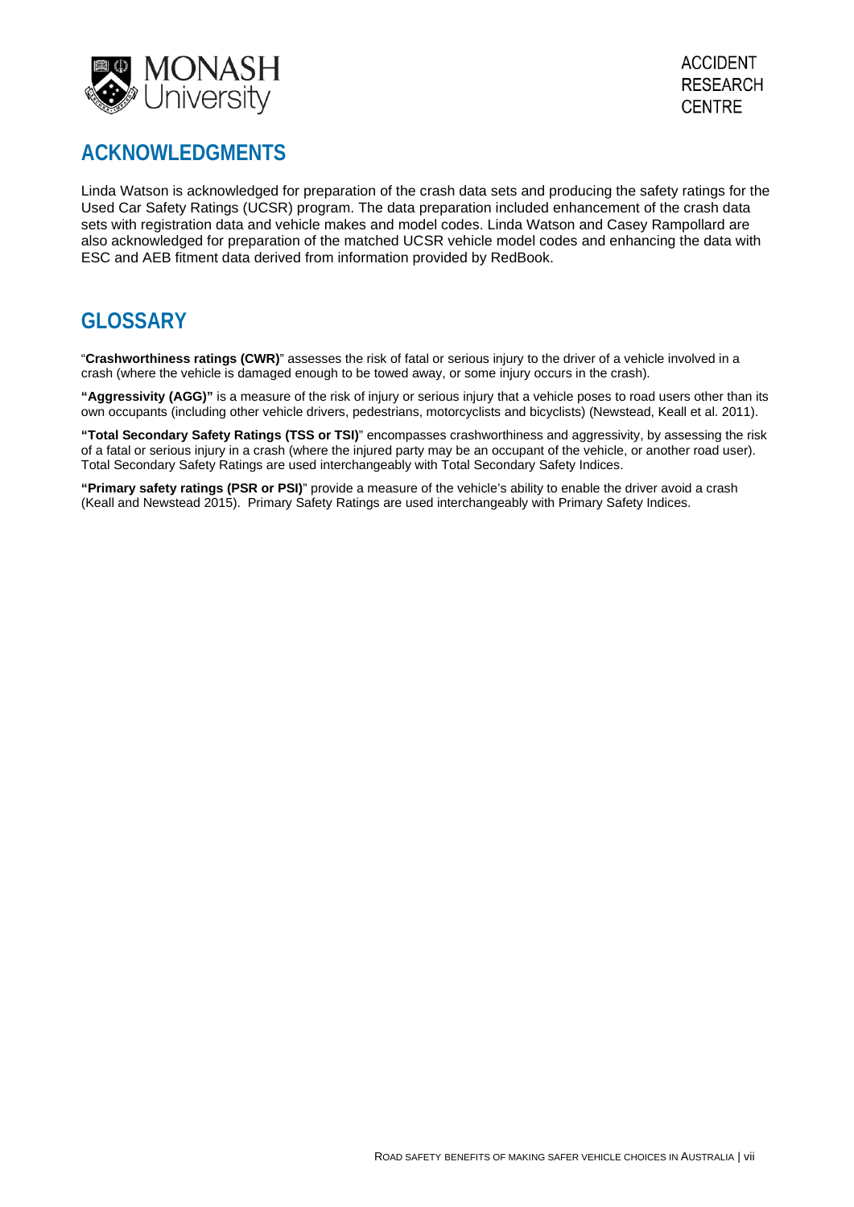## ACKNOWLEDGMENTS

Linda Watson is acknowledged for preparation of the crash data sets and producing the safety ratings for the Used Car Safety Ratings (UCSR) program. The data preparation included enhancement of the crash data sets with registration data and vehicle makes and model codes. Linda Watson and Casey Rampollard are also acknowledged for preparation of the matched UCSR vehicle model codes and enhancing the data with ESC and AEB fitment data derived from information provided by RedBook.

## GLOSSARY

"**Crashworthiness ratings (CWR)**" assesses the risk of fatal or serious injury to the driver of a vehicle involved in a crash (where the vehicle is damaged enough to be towed away, or some injury occurs in the crash).

**"Aggressivity (AGG)"** is a measure of the risk of injury or serious injury that a vehicle poses to road users other than its own occupants (including other vehicle drivers, pedestrians, motorcyclists and bicyclists) (Newstead, Keall et al. 2011).

**"Total Secondary Safety Ratings (TSS or TSI)**" encompasses crashworthiness and aggressivity, by assessing the risk of a fatal or serious injury in a crash (where the injured party may be an occupant of the vehicle, or another road user). Total Secondary Safety Ratings are used interchangeably with Total Secondary Safety Indices.

**"Primary safety ratings (PSR or PSI)**" provide a measure of the vehicle's ability to enable the driver avoid a crash (Keall and Newstead 2015). Primary Safety Ratings are used interchangeably with Primary Safety Indices.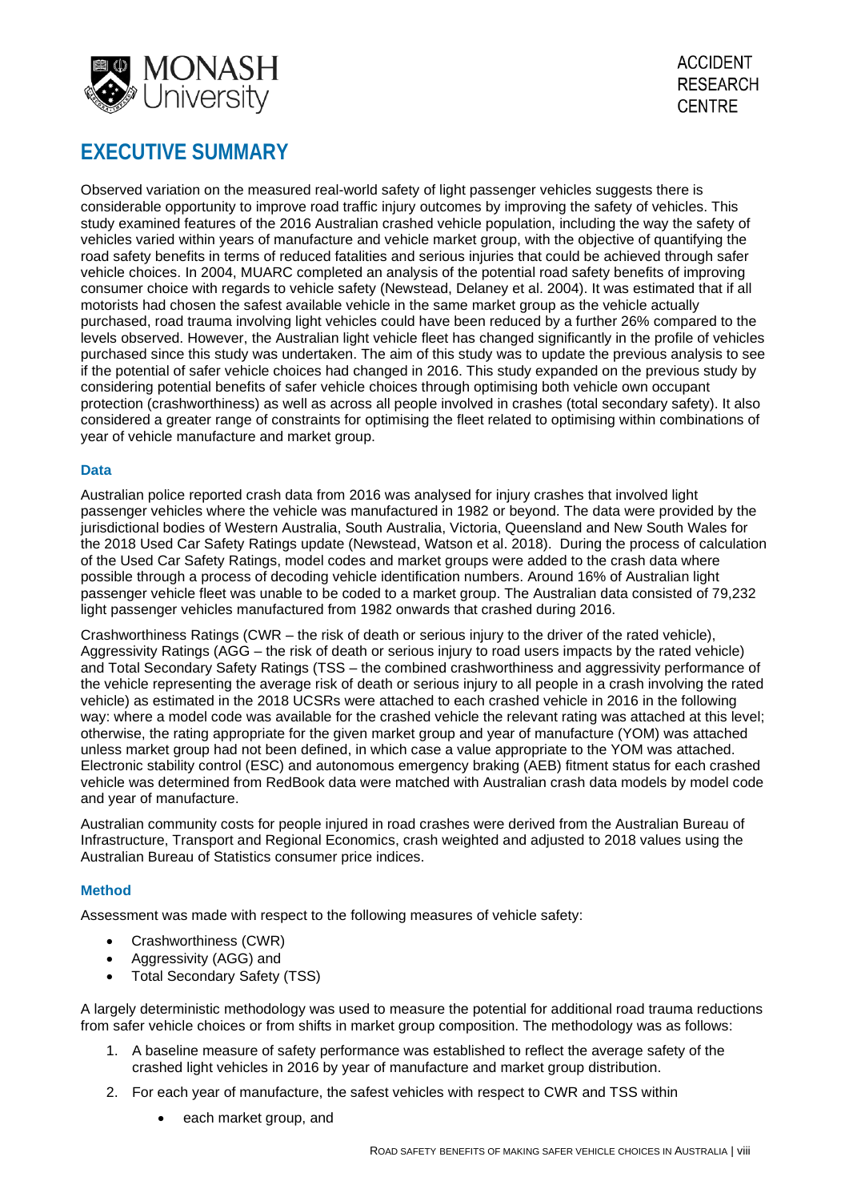# EXECUTIVE SUMMARY

Observed variation on the measured real-world safety of light passenger vehicles suggests there is considerable opportunity to improve road traffic injury outcomes by improving the safety of vehicles. This study examined features of the 2016 Australian crashed vehicle population, including the way the safety of vehicles varied within years of manufacture and vehicle market group, with the objective of quantifying the road safety benefits in terms of reduced fatalities and serious injuries that could be achieved through safer vehicle choices. In 2004, MUARC completed an analysis of the potential road safety benefits of improving consumer choice with regards to vehicle safety (Newstead, Delaney et al. 2004). It was estimated that if all motorists had chosen the safest available vehicle in the same market group as the vehicle actually purchased, road trauma involving light vehicles could have been reduced by a further 26% compared to the levels observed. However, the Australian light vehicle fleet has changed significantly in the profile of vehicles purchased since this study was undertaken. The aim of this study was to update the previous analysis to see if the potential of safer vehicle choices had changed in 2016. This study expanded on the previous study by considering potential benefits of safer vehicle choices through optimising both vehicle own occupant protection (crashworthiness) as well as across all people involved in crashes (total secondary safety). It also considered a greater range of constraints for optimising the fleet related to optimising within combinations of year of vehicle manufacture and market group.

### Data

Australian police reported crash data from 2016 was analysed for injury crashes that involved light passenger vehicles where the vehicle was manufactured in 1982 or beyond. The data were provided by the jurisdictional bodies of Western Australia, South Australia, Victoria, Queensland and New South Wales for the 2018 Used Car Safety Ratings update (Newstead, Watson et al. 2018). During the process of calculation of the Used Car Safety Ratings, model codes and market groups were added to the crash data where possible through a process of decoding vehicle identification numbers. Around 16% of Australian light passenger vehicle fleet was unable to be coded to a market group. The Australian data consisted of 79,232 light passenger vehicles manufactured from 1982 onwards that crashed during 2016.

Crashworthiness Ratings (CWR – the risk of death or serious injury to the driver of the rated vehicle), Aggressivity Ratings (AGG – the risk of death or serious injury to road users impacts by the rated vehicle) and Total Secondary Safety Ratings (TSS – the combined crashworthiness and aggressivity performance of the vehicle representing the average risk of death or serious injury to all people in a crash involving the rated vehicle) as estimated in the 2018 UCSRs were attached to each crashed vehicle in 2016 in the following way: where a model code was available for the crashed vehicle the relevant rating was attached at this level; otherwise, the rating appropriate for the given market group and year of manufacture (YOM) was attached unless market group had not been defined, in which case a value appropriate to the YOM was attached. Electronic stability control (ESC) and autonomous emergency braking (AEB) fitment status for each crashed vehicle was determined from RedBook data were matched with Australian crash data models by model code and year of manufacture.

Australian community costs for people injured in road crashes were derived from the Australian Bureau of Infrastructure, Transport and Regional Economics, crash weighted and adjusted to 2018 values using the Australian Bureau of Statistics consumer price indices.

### Method

Assessment was made with respect to the following measures of vehicle safety:

- Crashworthiness (CWR)
- Aggressivity (AGG) and
- Total Secondary Safety (TSS)

A largely deterministic methodology was used to measure the potential for additional road trauma reductions from safer vehicle choices or from shifts in market group composition. The methodology was as follows:

1. A baseline measure of safety performance was established to reflect the average safety of the crashed light vehicles in 2016 by year of manufacture and market group distribution.
2. For each year of manufacture, the safest vehicles with respect to CWR and TSS within
   - each market group, and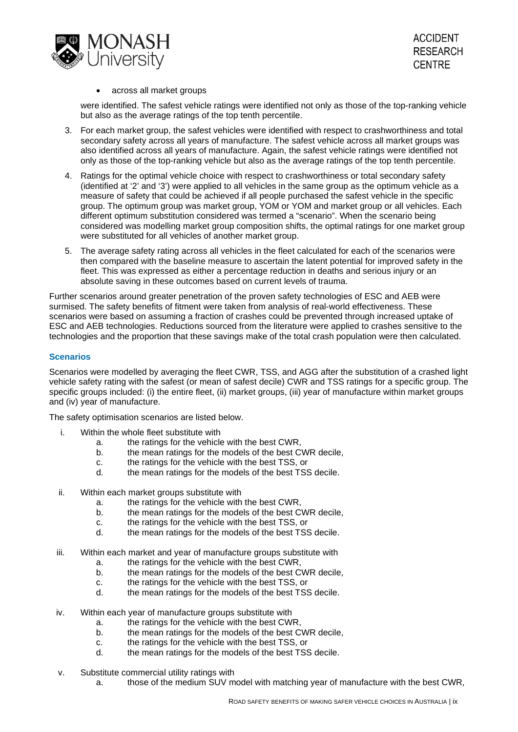- across all market groups

were identified. The safest vehicle ratings were identified not only as those of the top-ranking vehicle but also as the average ratings of the top tenth percentile.

3. For each market group, the safest vehicles were identified with respect to crashworthiness and total secondary safety across all years of manufacture. The safest vehicle across all market groups was also identified across all years of manufacture. Again, the safest vehicle ratings were identified not only as those of the top-ranking vehicle but also as the average ratings of the top tenth percentile.
4. Ratings for the optimal vehicle choice with respect to crashworthiness or total secondary safety (identified at '2' and '3') were applied to all vehicles in the same group as the optimum vehicle as a measure of safety that could be achieved if all people purchased the safest vehicle in the specific group. The optimum group was market group, YOM or YOM and market group or all vehicles. Each different optimum substitution considered was termed a "scenario". When the scenario being considered was modelling market group composition shifts, the optimal ratings for one market group were substituted for all vehicles of another market group.
5. The average safety rating across all vehicles in the fleet calculated for each of the scenarios were then compared with the baseline measure to ascertain the latent potential for improved safety in the fleet. This was expressed as either a percentage reduction in deaths and serious injury or an absolute saving in these outcomes based on current levels of trauma.

Further scenarios around greater penetration of the proven safety technologies of ESC and AEB were surmised. The safety benefits of fitment were taken from analysis of real-world effectiveness. These scenarios were based on assuming a fraction of crashes could be prevented through increased uptake of ESC and AEB technologies. Reductions sourced from the literature were applied to crashes sensitive to the technologies and the proportion that these savings make of the total crash population were then calculated.

### Scenarios

Scenarios were modelled by averaging the fleet CWR, TSS, and AGG after the substitution of a crashed light vehicle safety rating with the safest (or mean of safest decile) CWR and TSS ratings for a specific group. The specific groups included: (i) the entire fleet, (ii) market groups, (iii) year of manufacture within market groups and (iv) year of manufacture.

The safety optimisation scenarios are listed below.

i. Within the whole fleet substitute with
   a. the ratings for the vehicle with the best CWR,
   b. the mean ratings for the models of the best CWR decile,
   c. the ratings for the vehicle with the best TSS, or
   d. the mean ratings for the models of the best TSS decile.

ii. Within each market groups substitute with
   a. the ratings for the vehicle with the best CWR,
   b. the mean ratings for the models of the best CWR decile,
   c. the ratings for the vehicle with the best TSS, or
   d. the mean ratings for the models of the best TSS decile.

iii. Within each market and year of manufacture groups substitute with
   a. the ratings for the vehicle with the best CWR,
   b. the mean ratings for the models of the best CWR decile,
   c. the ratings for the vehicle with the best TSS, or
   d. the mean ratings for the models of the best TSS decile.

iv. Within each year of manufacture groups substitute with
   a. the ratings for the vehicle with the best CWR,
   b. the mean ratings for the models of the best CWR decile,
   c. the ratings for the vehicle with the best TSS, or
   d. the mean ratings for the models of the best TSS decile.

v. Substitute commercial utility ratings with
   a. those of the medium SUV model with matching year of manufacture with the best CWR,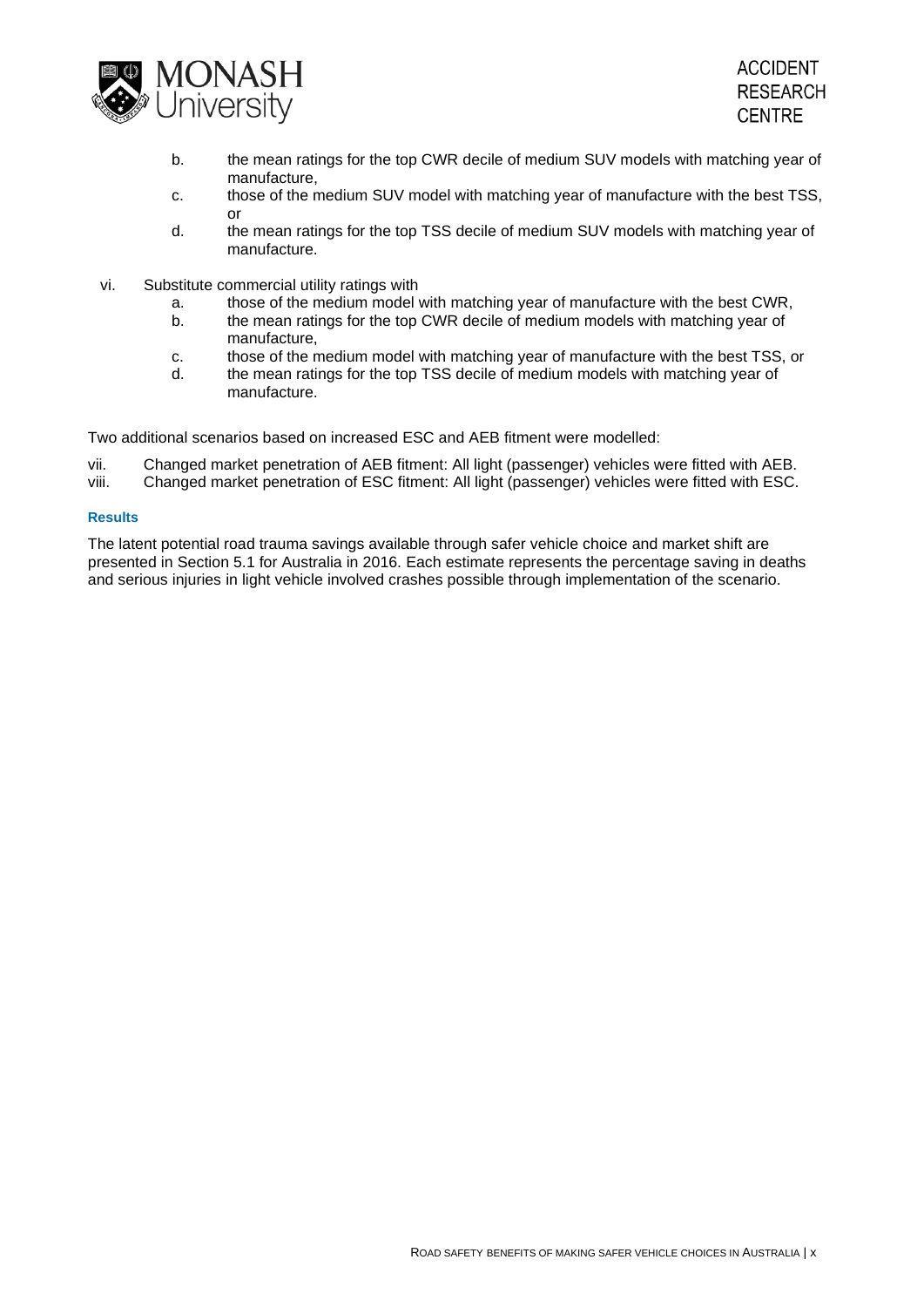b. the mean ratings for the top CWR decile of medium SUV models with matching year of manufacture,
  c. those of the medium SUV model with matching year of manufacture with the best TSS, or
  d. the mean ratings for the top TSS decile of medium SUV models with matching year of manufacture.

vi. Substitute commercial utility ratings with
  a. those of the medium model with matching year of manufacture with the best CWR,
  b. the mean ratings for the top CWR decile of medium models with matching year of manufacture,
  c. those of the medium model with matching year of manufacture with the best TSS, or
  d. the mean ratings for the top TSS decile of medium models with matching year of manufacture.

Two additional scenarios based on increased ESC and AEB fitment were modelled:

vii. Changed market penetration of AEB fitment: All light (passenger) vehicles were fitted with AEB.
viii. Changed market penetration of ESC fitment: All light (passenger) vehicles were fitted with ESC.

#### Results

The latent potential road trauma savings available through safer vehicle choice and market shift are presented in Section 5.1 for Australia in 2016. Each estimate represents the percentage saving in deaths and serious injuries in light vehicle involved crashes possible through implementation of the scenario.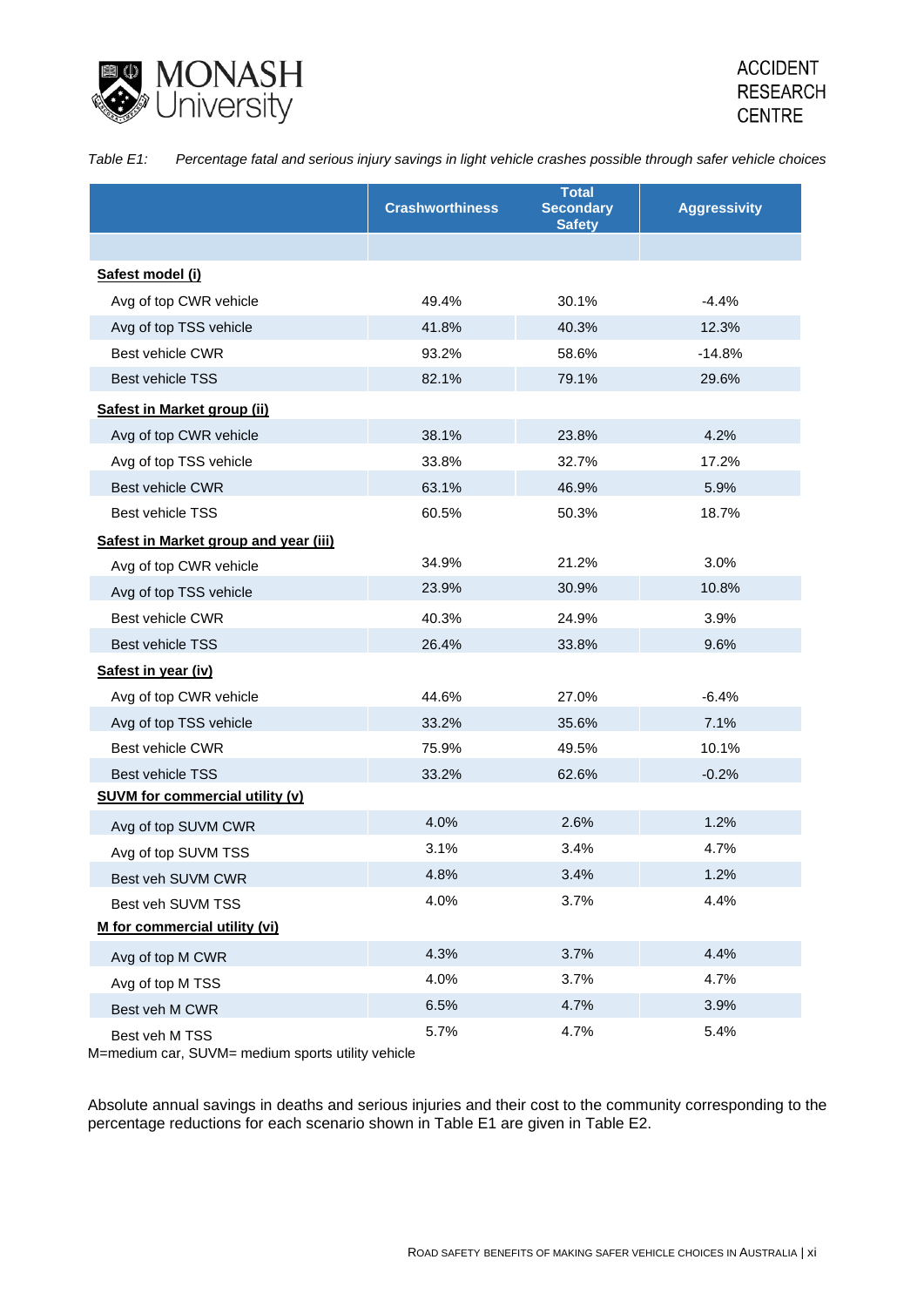*Table E1: Percentage fatal and serious injury savings in light vehicle crashes possible through safer vehicle choices*

| | Crashworthiness | Total Secondary Safety | Aggressivity |
|---|---|---|---|
| **Safest model (i)** | | | |
| Avg of top CWR vehicle | 49.4% | 30.1% | -4.4% |
| Avg of top TSS vehicle | 41.8% | 40.3% | 12.3% |
| Best vehicle CWR | 93.2% | 58.6% | -14.8% |
| Best vehicle TSS | 82.1% | 79.1% | 29.6% |
| **Safest in Market group (ii)** | | | |
| Avg of top CWR vehicle | 38.1% | 23.8% | 4.2% |
| Avg of top TSS vehicle | 33.8% | 32.7% | 17.2% |
| Best vehicle CWR | 63.1% | 46.9% | 5.9% |
| Best vehicle TSS | 60.5% | 50.3% | 18.7% |
| **Safest in Market group and year (iii)** | | | |
| Avg of top CWR vehicle | 34.9% | 21.2% | 3.0% |
| Avg of top TSS vehicle | 23.9% | 30.9% | 10.8% |
| Best vehicle CWR | 40.3% | 24.9% | 3.9% |
| Best vehicle TSS | 26.4% | 33.8% | 9.6% |
| **Safest in year (iv)** | | | |
| Avg of top CWR vehicle | 44.6% | 27.0% | -6.4% |
| Avg of top TSS vehicle | 33.2% | 35.6% | 7.1% |
| Best vehicle CWR | 75.9% | 49.5% | 10.1% |
| Best vehicle TSS | 33.2% | 62.6% | -0.2% |
| **SUVM for commercial utility (v)** | | | |
| Avg of top SUVM CWR | 4.0% | 2.6% | 1.2% |
| Avg of top SUVM TSS | 3.1% | 3.4% | 4.7% |
| Best veh SUVM CWR | 4.8% | 3.4% | 1.2% |
| Best veh SUVM TSS | 4.0% | 3.7% | 4.4% |
| **M for commercial utility (vi)** | | | |
| Avg of top M CWR | 4.3% | 3.7% | 4.4% |
| Avg of top M TSS | 4.0% | 3.7% | 4.7% |
| Best veh M CWR | 6.5% | 4.7% | 3.9% |
| Best veh M TSS | 5.7% | 4.7% | 5.4% |

M=medium car, SUVM= medium sports utility vehicle

Absolute annual savings in deaths and serious injuries and their cost to the community corresponding to the percentage reductions for each scenario shown in Table E1 are given in Table E2.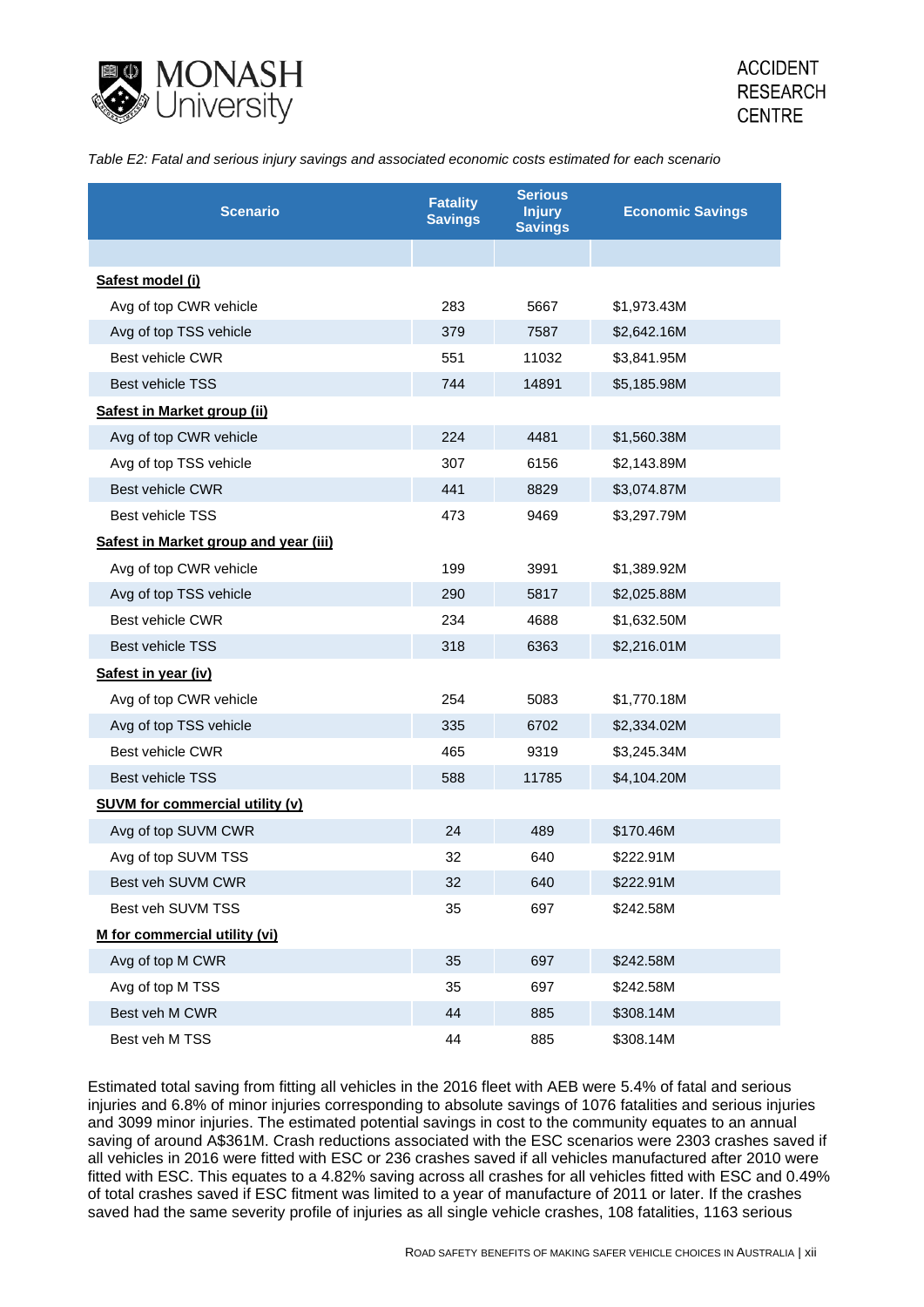*Table E2: Fatal and serious injury savings and associated economic costs estimated for each scenario*

| Scenario | Fatality Savings | Serious Injury Savings | Economic Savings |
|---|---|---|---|
| | | | |
| **Safest model (i)** | | | |
| Avg of top CWR vehicle | 283 | 5667 | $1,973.43M |
| Avg of top TSS vehicle | 379 | 7587 | $2,642.16M |
| Best vehicle CWR | 551 | 11032 | $3,841.95M |
| Best vehicle TSS | 744 | 14891 | $5,185.98M |
| **Safest in Market group (ii)** | | | |
| Avg of top CWR vehicle | 224 | 4481 | $1,560.38M |
| Avg of top TSS vehicle | 307 | 6156 | $2,143.89M |
| Best vehicle CWR | 441 | 8829 | $3,074.87M |
| Best vehicle TSS | 473 | 9469 | $3,297.79M |
| **Safest in Market group and year (iii)** | | | |
| Avg of top CWR vehicle | 199 | 3991 | $1,389.92M |
| Avg of top TSS vehicle | 290 | 5817 | $2,025.88M |
| Best vehicle CWR | 234 | 4688 | $1,632.50M |
| Best vehicle TSS | 318 | 6363 | $2,216.01M |
| **Safest in year (iv)** | | | |
| Avg of top CWR vehicle | 254 | 5083 | $1,770.18M |
| Avg of top TSS vehicle | 335 | 6702 | $2,334.02M |
| Best vehicle CWR | 465 | 9319 | $3,245.34M |
| Best vehicle TSS | 588 | 11785 | $4,104.20M |
| **SUVM for commercial utility (v)** | | | |
| Avg of top SUVM CWR | 24 | 489 | $170.46M |
| Avg of top SUVM TSS | 32 | 640 | $222.91M |
| Best veh SUVM CWR | 32 | 640 | $222.91M |
| Best veh SUVM TSS | 35 | 697 | $242.58M |
| **M for commercial utility (vi)** | | | |
| Avg of top M CWR | 35 | 697 | $242.58M |
| Avg of top M TSS | 35 | 697 | $242.58M |
| Best veh M CWR | 44 | 885 | $308.14M |
| Best veh M TSS | 44 | 885 | $308.14M |

Estimated total saving from fitting all vehicles in the 2016 fleet with AEB were 5.4% of fatal and serious injuries and 6.8% of minor injuries corresponding to absolute savings of 1076 fatalities and serious injuries and 3099 minor injuries. The estimated potential savings in cost to the community equates to an annual saving of around A$361M. Crash reductions associated with the ESC scenarios were 2303 crashes saved if all vehicles in 2016 were fitted with ESC or 236 crashes saved if all vehicles manufactured after 2010 were fitted with ESC. This equates to a 4.82% saving across all crashes for all vehicles fitted with ESC and 0.49% of total crashes saved if ESC fitment was limited to a year of manufacture of 2011 or later. If the crashes saved had the same severity profile of injuries as all single vehicle crashes, 108 fatalities, 1163 serious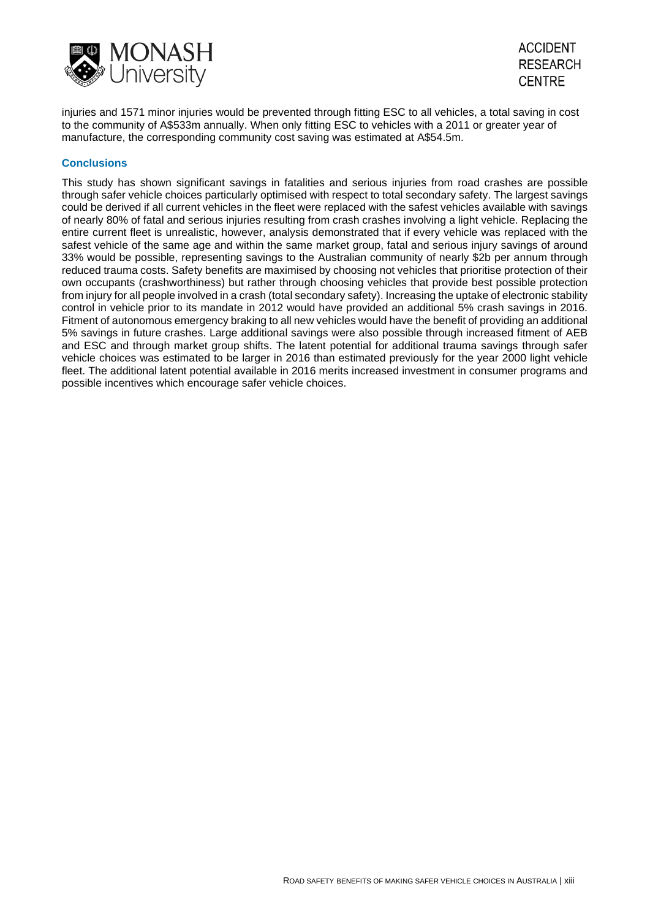injuries and 1571 minor injuries would be prevented through fitting ESC to all vehicles, a total saving in cost to the community of A$533m annually. When only fitting ESC to vehicles with a 2011 or greater year of manufacture, the corresponding community cost saving was estimated at A$54.5m.

### Conclusions

This study has shown significant savings in fatalities and serious injuries from road crashes are possible through safer vehicle choices particularly optimised with respect to total secondary safety. The largest savings could be derived if all current vehicles in the fleet were replaced with the safest vehicles available with savings of nearly 80% of fatal and serious injuries resulting from crash crashes involving a light vehicle. Replacing the entire current fleet is unrealistic, however, analysis demonstrated that if every vehicle was replaced with the safest vehicle of the same age and within the same market group, fatal and serious injury savings of around 33% would be possible, representing savings to the Australian community of nearly $2b per annum through reduced trauma costs. Safety benefits are maximised by choosing not vehicles that prioritise protection of their own occupants (crashworthiness) but rather through choosing vehicles that provide best possible protection from injury for all people involved in a crash (total secondary safety). Increasing the uptake of electronic stability control in vehicle prior to its mandate in 2012 would have provided an additional 5% crash savings in 2016. Fitment of autonomous emergency braking to all new vehicles would have the benefit of providing an additional 5% savings in future crashes. Large additional savings were also possible through increased fitment of AEB and ESC and through market group shifts. The latent potential for additional trauma savings through safer vehicle choices was estimated to be larger in 2016 than estimated previously for the year 2000 light vehicle fleet. The additional latent potential available in 2016 merits increased investment in consumer programs and possible incentives which encourage safer vehicle choices.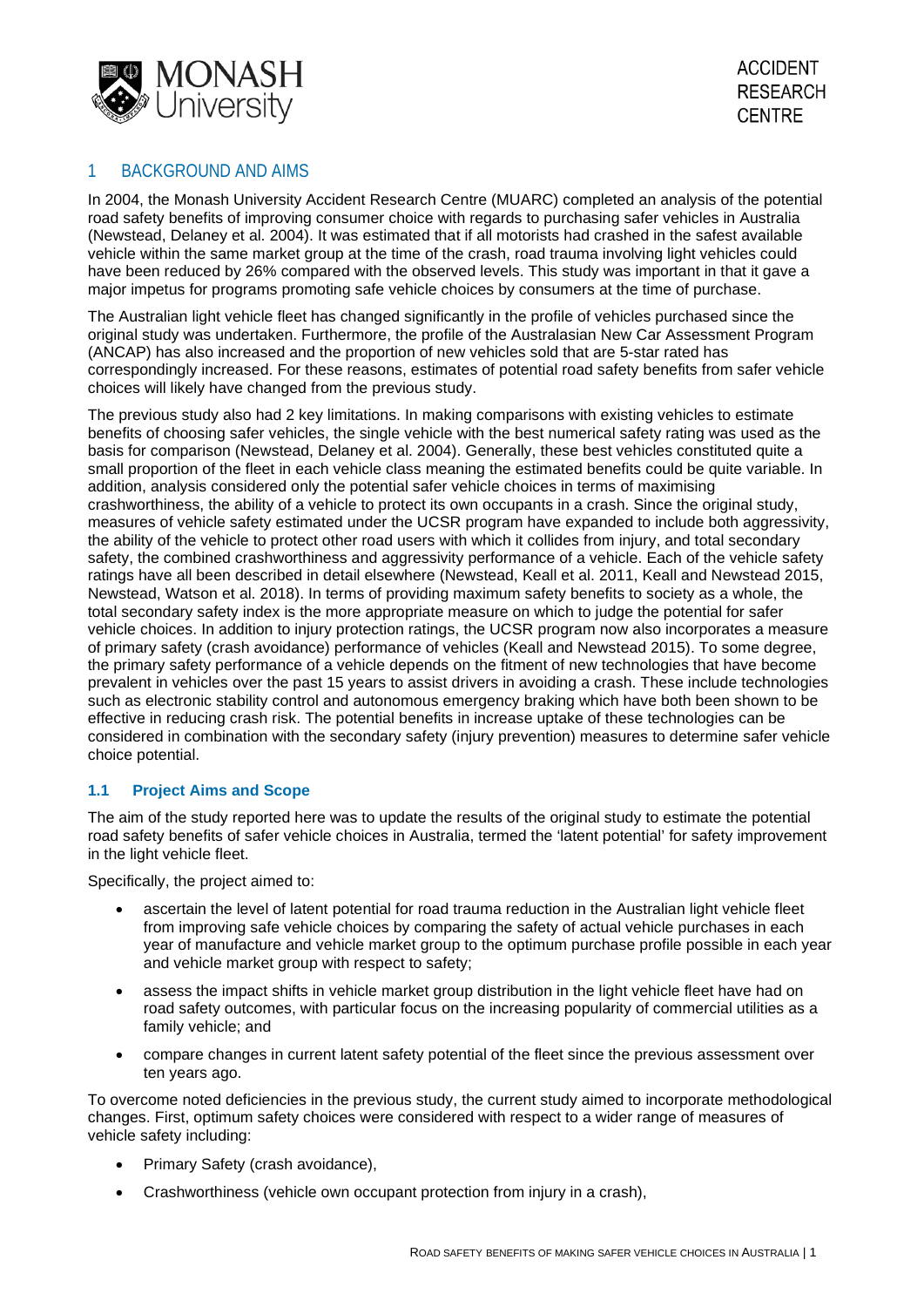# 1 BACKGROUND AND AIMS

In 2004, the Monash University Accident Research Centre (MUARC) completed an analysis of the potential road safety benefits of improving consumer choice with regards to purchasing safer vehicles in Australia (Newstead, Delaney et al. 2004). It was estimated that if all motorists had crashed in the safest available vehicle within the same market group at the time of the crash, road trauma involving light vehicles could have been reduced by 26% compared with the observed levels. This study was important in that it gave a major impetus for programs promoting safe vehicle choices by consumers at the time of purchase.

The Australian light vehicle fleet has changed significantly in the profile of vehicles purchased since the original study was undertaken. Furthermore, the profile of the Australasian New Car Assessment Program (ANCAP) has also increased and the proportion of new vehicles sold that are 5-star rated has correspondingly increased. For these reasons, estimates of potential road safety benefits from safer vehicle choices will likely have changed from the previous study.

The previous study also had 2 key limitations. In making comparisons with existing vehicles to estimate benefits of choosing safer vehicles, the single vehicle with the best numerical safety rating was used as the basis for comparison (Newstead, Delaney et al. 2004). Generally, these best vehicles constituted quite a small proportion of the fleet in each vehicle class meaning the estimated benefits could be quite variable. In addition, analysis considered only the potential safer vehicle choices in terms of maximising crashworthiness, the ability of a vehicle to protect its own occupants in a crash. Since the original study, measures of vehicle safety estimated under the UCSR program have expanded to include both aggressivity, the ability of the vehicle to protect other road users with which it collides from injury, and total secondary safety, the combined crashworthiness and aggressivity performance of a vehicle. Each of the vehicle safety ratings have all been described in detail elsewhere (Newstead, Keall et al. 2011, Keall and Newstead 2015, Newstead, Watson et al. 2018). In terms of providing maximum safety benefits to society as a whole, the total secondary safety index is the more appropriate measure on which to judge the potential for safer vehicle choices. In addition to injury protection ratings, the UCSR program now also incorporates a measure of primary safety (crash avoidance) performance of vehicles (Keall and Newstead 2015). To some degree, the primary safety performance of a vehicle depends on the fitment of new technologies that have become prevalent in vehicles over the past 15 years to assist drivers in avoiding a crash. These include technologies such as electronic stability control and autonomous emergency braking which have both been shown to be effective in reducing crash risk. The potential benefits in increase uptake of these technologies can be considered in combination with the secondary safety (injury prevention) measures to determine safer vehicle choice potential.

## 1.1 Project Aims and Scope

The aim of the study reported here was to update the results of the original study to estimate the potential road safety benefits of safer vehicle choices in Australia, termed the 'latent potential' for safety improvement in the light vehicle fleet.

Specifically, the project aimed to:

- ascertain the level of latent potential for road trauma reduction in the Australian light vehicle fleet from improving safe vehicle choices by comparing the safety of actual vehicle purchases in each year of manufacture and vehicle market group to the optimum purchase profile possible in each year and vehicle market group with respect to safety;
- assess the impact shifts in vehicle market group distribution in the light vehicle fleet have had on road safety outcomes, with particular focus on the increasing popularity of commercial utilities as a family vehicle; and
- compare changes in current latent safety potential of the fleet since the previous assessment over ten years ago.

To overcome noted deficiencies in the previous study, the current study aimed to incorporate methodological changes. First, optimum safety choices were considered with respect to a wider range of measures of vehicle safety including:

- Primary Safety (crash avoidance),
- Crashworthiness (vehicle own occupant protection from injury in a crash),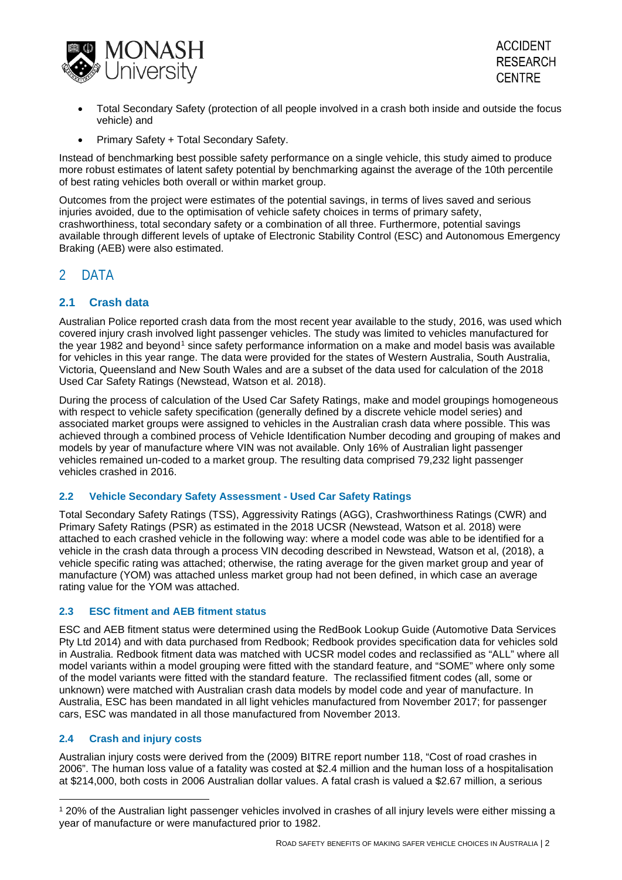- Total Secondary Safety (protection of all people involved in a crash both inside and outside the focus vehicle) and
- Primary Safety + Total Secondary Safety.

Instead of benchmarking best possible safety performance on a single vehicle, this study aimed to produce more robust estimates of latent safety potential by benchmarking against the average of the 10th percentile of best rating vehicles both overall or within market group.

Outcomes from the project were estimates of the potential savings, in terms of lives saved and serious injuries avoided, due to the optimisation of vehicle safety choices in terms of primary safety, crashworthiness, total secondary safety or a combination of all three. Furthermore, potential savings available through different levels of uptake of Electronic Stability Control (ESC) and Autonomous Emergency Braking (AEB) were also estimated.

# 2 DATA

## 2.1 Crash data

Australian Police reported crash data from the most recent year available to the study, 2016, was used which covered injury crash involved light passenger vehicles. The study was limited to vehicles manufactured for the year 1982 and beyond[1] since safety performance information on a make and model basis was available for vehicles in this year range. The data were provided for the states of Western Australia, South Australia, Victoria, Queensland and New South Wales and are a subset of the data used for calculation of the 2018 Used Car Safety Ratings (Newstead, Watson et al. 2018).

During the process of calculation of the Used Car Safety Ratings, make and model groupings homogeneous with respect to vehicle safety specification (generally defined by a discrete vehicle model series) and associated market groups were assigned to vehicles in the Australian crash data where possible. This was achieved through a combined process of Vehicle Identification Number decoding and grouping of makes and models by year of manufacture where VIN was not available. Only 16% of Australian light passenger vehicles remained un-coded to a market group. The resulting data comprised 79,232 light passenger vehicles crashed in 2016.

## 2.2 Vehicle Secondary Safety Assessment - Used Car Safety Ratings

Total Secondary Safety Ratings (TSS), Aggressivity Ratings (AGG), Crashworthiness Ratings (CWR) and Primary Safety Ratings (PSR) as estimated in the 2018 UCSR (Newstead, Watson et al. 2018) were attached to each crashed vehicle in the following way: where a model code was able to be identified for a vehicle in the crash data through a process VIN decoding described in Newstead, Watson et al, (2018), a vehicle specific rating was attached; otherwise, the rating average for the given market group and year of manufacture (YOM) was attached unless market group had not been defined, in which case an average rating value for the YOM was attached.

## 2.3 ESC fitment and AEB fitment status

ESC and AEB fitment status were determined using the RedBook Lookup Guide (Automotive Data Services Pty Ltd 2014) and with data purchased from Redbook; Redbook provides specification data for vehicles sold in Australia. Redbook fitment data was matched with UCSR model codes and reclassified as "ALL" where all model variants within a model grouping were fitted with the standard feature, and "SOME" where only some of the model variants were fitted with the standard feature. The reclassified fitment codes (all, some or unknown) were matched with Australian crash data models by model code and year of manufacture. In Australia, ESC has been mandated in all light vehicles manufactured from November 2017; for passenger cars, ESC was mandated in all those manufactured from November 2013.

## 2.4 Crash and injury costs

Australian injury costs were derived from the (2009) BITRE report number 118, "Cost of road crashes in 2006". The human loss value of a fatality was costed at $2.4 million and the human loss of a hospitalisation at $214,000, both costs in 2006 Australian dollar values. A fatal crash is valued a $2.67 million, a serious

[1] 20% of the Australian light passenger vehicles involved in crashes of all injury levels were either missing a year of manufacture or were manufactured prior to 1982.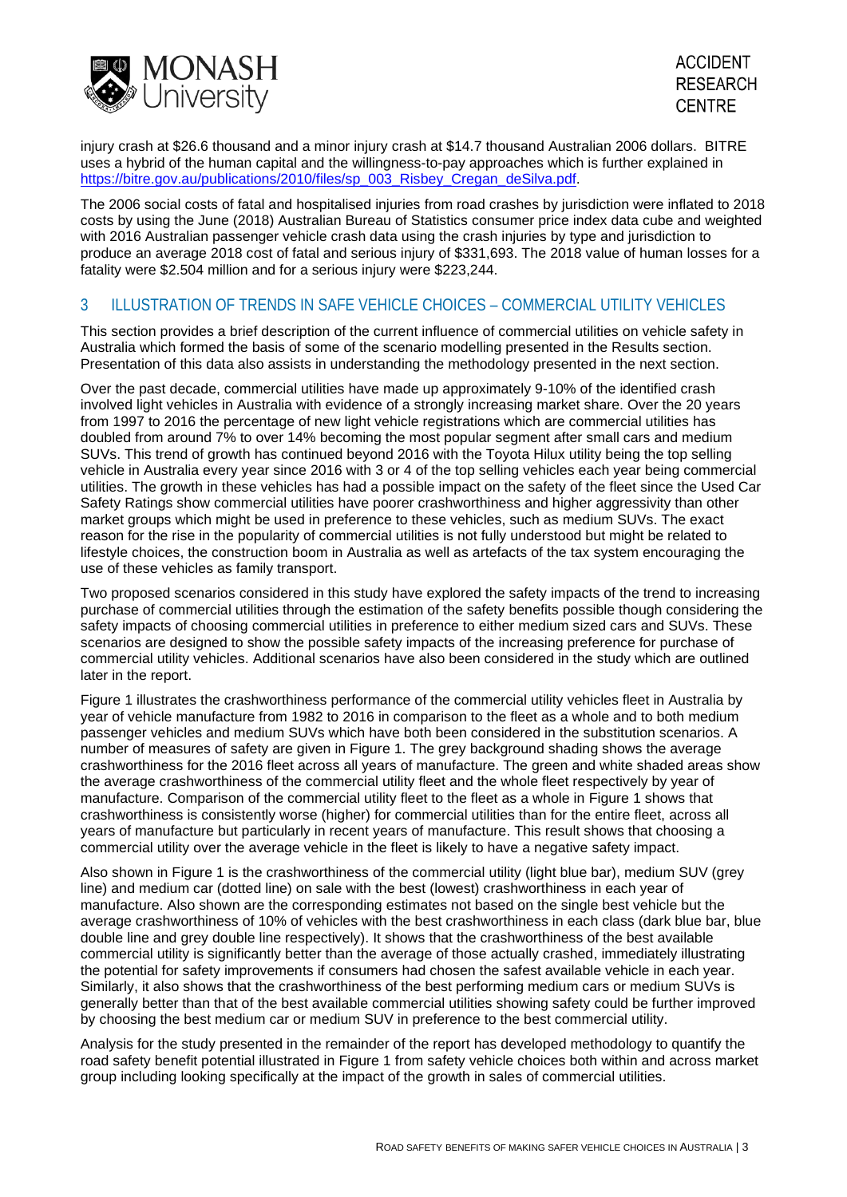injury crash at $26.6 thousand and a minor injury crash at $14.7 thousand Australian 2006 dollars. BITRE uses a hybrid of the human capital and the willingness-to-pay approaches which is further explained in https://bitre.gov.au/publications/2010/files/sp_003_Risbey_Cregan_deSilva.pdf.

The 2006 social costs of fatal and hospitalised injuries from road crashes by jurisdiction were inflated to 2018 costs by using the June (2018) Australian Bureau of Statistics consumer price index data cube and weighted with 2016 Australian passenger vehicle crash data using the crash injuries by type and jurisdiction to produce an average 2018 cost of fatal and serious injury of $331,693. The 2018 value of human losses for a fatality were $2.504 million and for a serious injury were $223,244.

## 3 ILLUSTRATION OF TRENDS IN SAFE VEHICLE CHOICES – COMMERCIAL UTILITY VEHICLES

This section provides a brief description of the current influence of commercial utilities on vehicle safety in Australia which formed the basis of some of the scenario modelling presented in the Results section. Presentation of this data also assists in understanding the methodology presented in the next section.

Over the past decade, commercial utilities have made up approximately 9-10% of the identified crash involved light vehicles in Australia with evidence of a strongly increasing market share. Over the 20 years from 1997 to 2016 the percentage of new light vehicle registrations which are commercial utilities has doubled from around 7% to over 14% becoming the most popular segment after small cars and medium SUVs. This trend of growth has continued beyond 2016 with the Toyota Hilux utility being the top selling vehicle in Australia every year since 2016 with 3 or 4 of the top selling vehicles each year being commercial utilities. The growth in these vehicles has had a possible impact on the safety of the fleet since the Used Car Safety Ratings show commercial utilities have poorer crashworthiness and higher aggressivity than other market groups which might be used in preference to these vehicles, such as medium SUVs. The exact reason for the rise in the popularity of commercial utilities is not fully understood but might be related to lifestyle choices, the construction boom in Australia as well as artefacts of the tax system encouraging the use of these vehicles as family transport.

Two proposed scenarios considered in this study have explored the safety impacts of the trend to increasing purchase of commercial utilities through the estimation of the safety benefits possible though considering the safety impacts of choosing commercial utilities in preference to either medium sized cars and SUVs. These scenarios are designed to show the possible safety impacts of the increasing preference for purchase of commercial utility vehicles. Additional scenarios have also been considered in the study which are outlined later in the report.

Figure 1 illustrates the crashworthiness performance of the commercial utility vehicles fleet in Australia by year of vehicle manufacture from 1982 to 2016 in comparison to the fleet as a whole and to both medium passenger vehicles and medium SUVs which have both been considered in the substitution scenarios. A number of measures of safety are given in Figure 1. The grey background shading shows the average crashworthiness for the 2016 fleet across all years of manufacture. The green and white shaded areas show the average crashworthiness of the commercial utility fleet and the whole fleet respectively by year of manufacture. Comparison of the commercial utility fleet to the fleet as a whole in Figure 1 shows that crashworthiness is consistently worse (higher) for commercial utilities than for the entire fleet, across all years of manufacture but particularly in recent years of manufacture. This result shows that choosing a commercial utility over the average vehicle in the fleet is likely to have a negative safety impact.

Also shown in Figure 1 is the crashworthiness of the commercial utility (light blue bar), medium SUV (grey line) and medium car (dotted line) on sale with the best (lowest) crashworthiness in each year of manufacture. Also shown are the corresponding estimates not based on the single best vehicle but the average crashworthiness of 10% of vehicles with the best crashworthiness in each class (dark blue bar, blue double line and grey double line respectively). It shows that the crashworthiness of the best available commercial utility is significantly better than the average of those actually crashed, immediately illustrating the potential for safety improvements if consumers had chosen the safest available vehicle in each year. Similarly, it also shows that the crashworthiness of the best performing medium cars or medium SUVs is generally better than that of the best available commercial utilities showing safety could be further improved by choosing the best medium car or medium SUV in preference to the best commercial utility.

Analysis for the study presented in the remainder of the report has developed methodology to quantify the road safety benefit potential illustrated in Figure 1 from safety vehicle choices both within and across market group including looking specifically at the impact of the growth in sales of commercial utilities.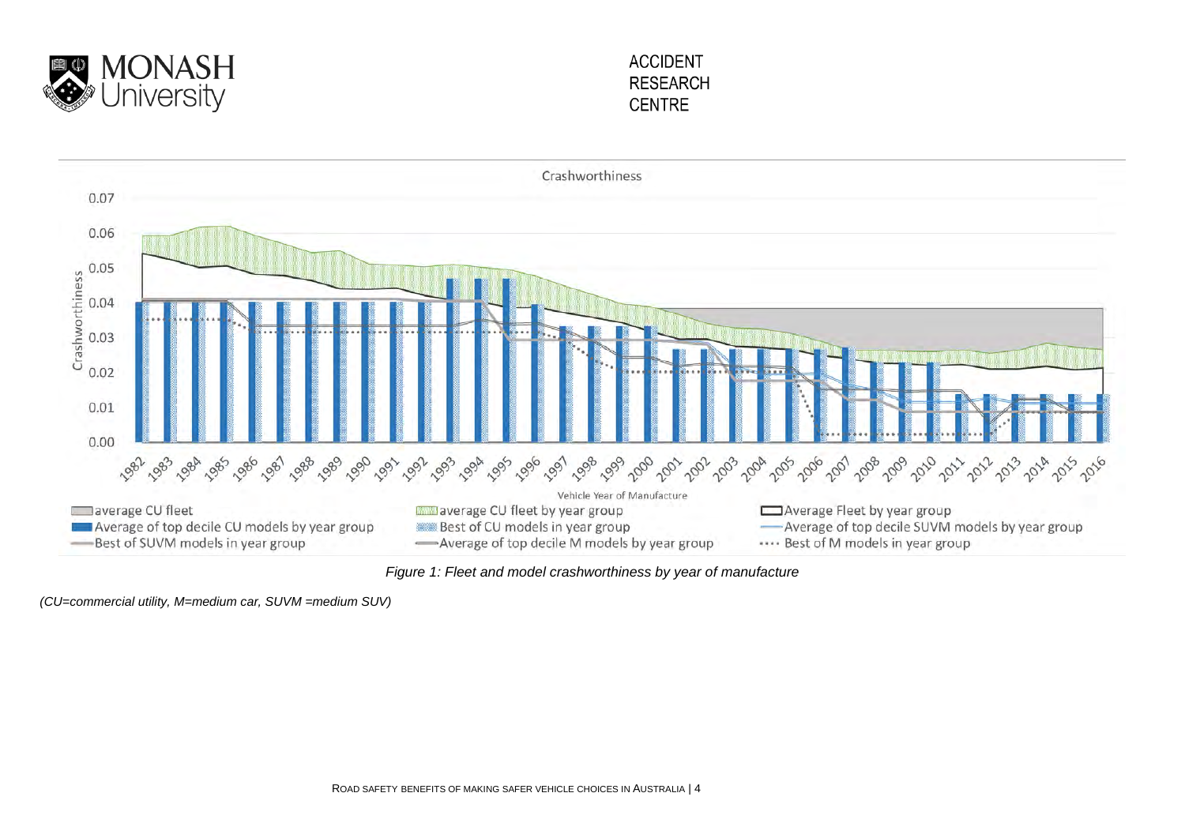Figure 1: Fleet and model crashworthiness by year of manufacture

*(CU=commercial utility, M=medium car, SUVM =medium SUV)*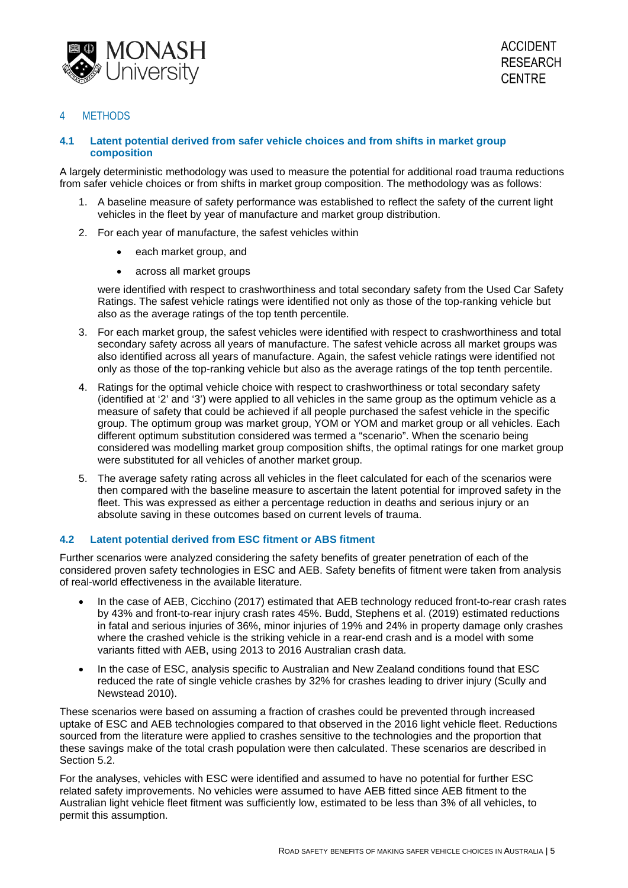# 4 METHODS

## 4.1 Latent potential derived from safer vehicle choices and from shifts in market group composition

A largely deterministic methodology was used to measure the potential for additional road trauma reductions from safer vehicle choices or from shifts in market group composition. The methodology was as follows:

1. A baseline measure of safety performance was established to reflect the safety of the current light vehicles in the fleet by year of manufacture and market group distribution.
2. For each year of manufacture, the safest vehicles within
   - each market group, and
   - across all market groups

   were identified with respect to crashworthiness and total secondary safety from the Used Car Safety Ratings. The safest vehicle ratings were identified not only as those of the top-ranking vehicle but also as the average ratings of the top tenth percentile.
3. For each market group, the safest vehicles were identified with respect to crashworthiness and total secondary safety across all years of manufacture. The safest vehicle across all market groups was also identified across all years of manufacture. Again, the safest vehicle ratings were identified not only as those of the top-ranking vehicle but also as the average ratings of the top tenth percentile.
4. Ratings for the optimal vehicle choice with respect to crashworthiness or total secondary safety (identified at '2' and '3') were applied to all vehicles in the same group as the optimum vehicle as a measure of safety that could be achieved if all people purchased the safest vehicle in the specific group. The optimum group was market group, YOM or YOM and market group or all vehicles. Each different optimum substitution considered was termed a "scenario". When the scenario being considered was modelling market group composition shifts, the optimal ratings for one market group were substituted for all vehicles of another market group.
5. The average safety rating across all vehicles in the fleet calculated for each of the scenarios were then compared with the baseline measure to ascertain the latent potential for improved safety in the fleet. This was expressed as either a percentage reduction in deaths and serious injury or an absolute saving in these outcomes based on current levels of trauma.

## 4.2 Latent potential derived from ESC fitment or ABS fitment

Further scenarios were analyzed considering the safety benefits of greater penetration of each of the considered proven safety technologies in ESC and AEB. Safety benefits of fitment were taken from analysis of real-world effectiveness in the available literature.

- In the case of AEB, Cicchino (2017) estimated that AEB technology reduced front-to-rear crash rates by 43% and front-to-rear injury crash rates 45%. Budd, Stephens et al. (2019) estimated reductions in fatal and serious injuries of 36%, minor injuries of 19% and 24% in property damage only crashes where the crashed vehicle is the striking vehicle in a rear-end crash and is a model with some variants fitted with AEB, using 2013 to 2016 Australian crash data.
- In the case of ESC, analysis specific to Australian and New Zealand conditions found that ESC reduced the rate of single vehicle crashes by 32% for crashes leading to driver injury (Scully and Newstead 2010).

These scenarios were based on assuming a fraction of crashes could be prevented through increased uptake of ESC and AEB technologies compared to that observed in the 2016 light vehicle fleet. Reductions sourced from the literature were applied to crashes sensitive to the technologies and the proportion that these savings make of the total crash population were then calculated. These scenarios are described in Section 5.2.

For the analyses, vehicles with ESC were identified and assumed to have no potential for further ESC related safety improvements. No vehicles were assumed to have AEB fitted since AEB fitment to the Australian light vehicle fleet fitment was sufficiently low, estimated to be less than 3% of all vehicles, to permit this assumption.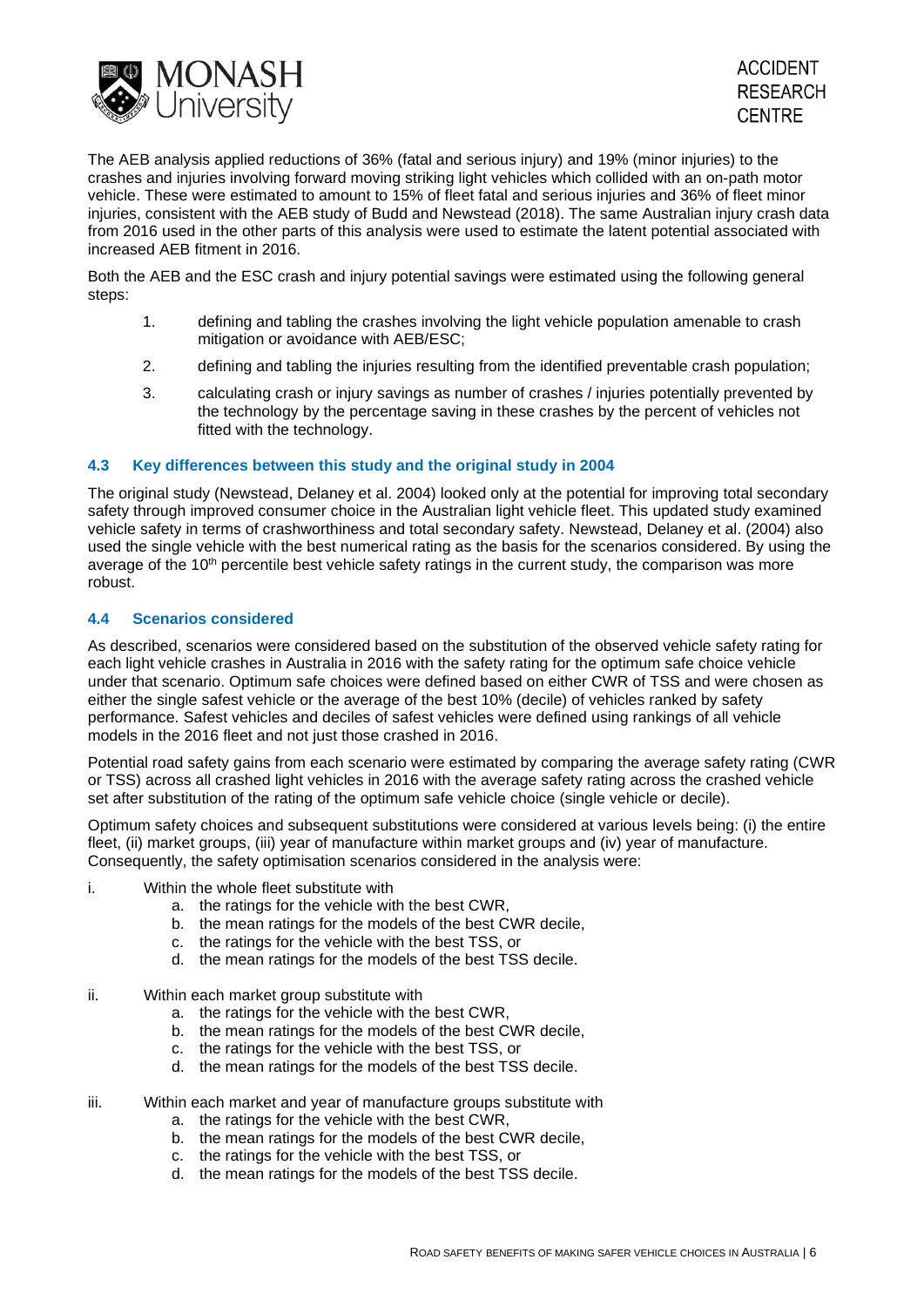The AEB analysis applied reductions of 36% (fatal and serious injury) and 19% (minor injuries) to the crashes and injuries involving forward moving striking light vehicles which collided with an on-path motor vehicle. These were estimated to amount to 15% of fleet fatal and serious injuries and 36% of fleet minor injuries, consistent with the AEB study of Budd and Newstead (2018). The same Australian injury crash data from 2016 used in the other parts of this analysis were used to estimate the latent potential associated with increased AEB fitment in 2016.

Both the AEB and the ESC crash and injury potential savings were estimated using the following general steps:

1. defining and tabling the crashes involving the light vehicle population amenable to crash mitigation or avoidance with AEB/ESC;
2. defining and tabling the injuries resulting from the identified preventable crash population;
3. calculating crash or injury savings as number of crashes / injuries potentially prevented by the technology by the percentage saving in these crashes by the percent of vehicles not fitted with the technology.

### 4.3 Key differences between this study and the original study in 2004

The original study (Newstead, Delaney et al. 2004) looked only at the potential for improving total secondary safety through improved consumer choice in the Australian light vehicle fleet. This updated study examined vehicle safety in terms of crashworthiness and total secondary safety. Newstead, Delaney et al. (2004) also used the single vehicle with the best numerical rating as the basis for the scenarios considered. By using the average of the 10th percentile best vehicle safety ratings in the current study, the comparison was more robust.

### 4.4 Scenarios considered

As described, scenarios were considered based on the substitution of the observed vehicle safety rating for each light vehicle crashes in Australia in 2016 with the safety rating for the optimum safe choice vehicle under that scenario. Optimum safe choices were defined based on either CWR of TSS and were chosen as either the single safest vehicle or the average of the best 10% (decile) of vehicles ranked by safety performance. Safest vehicles and deciles of safest vehicles were defined using rankings of all vehicle models in the 2016 fleet and not just those crashed in 2016.

Potential road safety gains from each scenario were estimated by comparing the average safety rating (CWR or TSS) across all crashed light vehicles in 2016 with the average safety rating across the crashed vehicle set after substitution of the rating of the optimum safe vehicle choice (single vehicle or decile).

Optimum safety choices and subsequent substitutions were considered at various levels being: (i) the entire fleet, (ii) market groups, (iii) year of manufacture within market groups and (iv) year of manufacture. Consequently, the safety optimisation scenarios considered in the analysis were:

i. Within the whole fleet substitute with
   a. the ratings for the vehicle with the best CWR,
   b. the mean ratings for the models of the best CWR decile,
   c. the ratings for the vehicle with the best TSS, or
   d. the mean ratings for the models of the best TSS decile.

ii. Within each market group substitute with
   a. the ratings for the vehicle with the best CWR,
   b. the mean ratings for the models of the best CWR decile,
   c. the ratings for the vehicle with the best TSS, or
   d. the mean ratings for the models of the best TSS decile.

iii. Within each market and year of manufacture groups substitute with
   a. the ratings for the vehicle with the best CWR,
   b. the mean ratings for the models of the best CWR decile,
   c. the ratings for the vehicle with the best TSS, or
   d. the mean ratings for the models of the best TSS decile.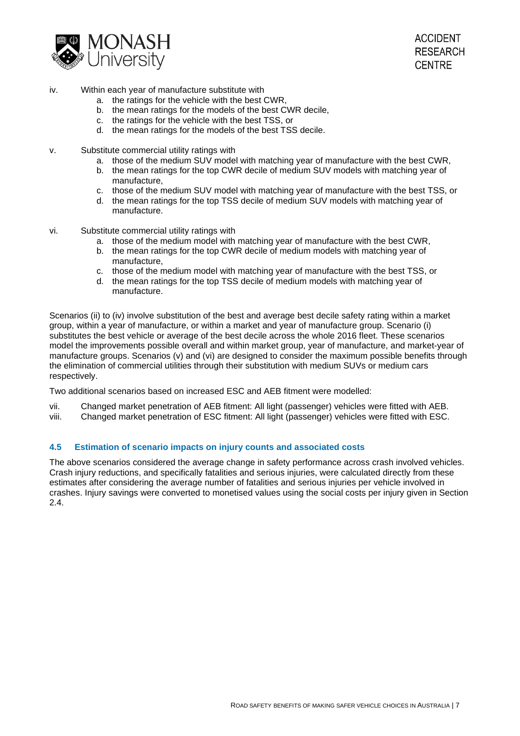iv. Within each year of manufacture substitute with
    a. the ratings for the vehicle with the best CWR,
    b. the mean ratings for the models of the best CWR decile,
    c. the ratings for the vehicle with the best TSS, or
    d. the mean ratings for the models of the best TSS decile.

v. Substitute commercial utility ratings with
    a. those of the medium SUV model with matching year of manufacture with the best CWR,
    b. the mean ratings for the top CWR decile of medium SUV models with matching year of manufacture,
    c. those of the medium SUV model with matching year of manufacture with the best TSS, or
    d. the mean ratings for the top TSS decile of medium SUV models with matching year of manufacture.

vi. Substitute commercial utility ratings with
    a. those of the medium model with matching year of manufacture with the best CWR,
    b. the mean ratings for the top CWR decile of medium models with matching year of manufacture,
    c. those of the medium model with matching year of manufacture with the best TSS, or
    d. the mean ratings for the top TSS decile of medium models with matching year of manufacture.

Scenarios (ii) to (iv) involve substitution of the best and average best decile safety rating within a market group, within a year of manufacture, or within a market and year of manufacture group. Scenario (i) substitutes the best vehicle or average of the best decile across the whole 2016 fleet. These scenarios model the improvements possible overall and within market group, year of manufacture, and market-year of manufacture groups. Scenarios (v) and (vi) are designed to consider the maximum possible benefits through the elimination of commercial utilities through their substitution with medium SUVs or medium cars respectively.

Two additional scenarios based on increased ESC and AEB fitment were modelled:

vii. Changed market penetration of AEB fitment: All light (passenger) vehicles were fitted with AEB.

viii. Changed market penetration of ESC fitment: All light (passenger) vehicles were fitted with ESC.

### 4.5 Estimation of scenario impacts on injury counts and associated costs

The above scenarios considered the average change in safety performance across crash involved vehicles. Crash injury reductions, and specifically fatalities and serious injuries, were calculated directly from these estimates after considering the average number of fatalities and serious injuries per vehicle involved in crashes. Injury savings were converted to monetised values using the social costs per injury given in Section 2.4.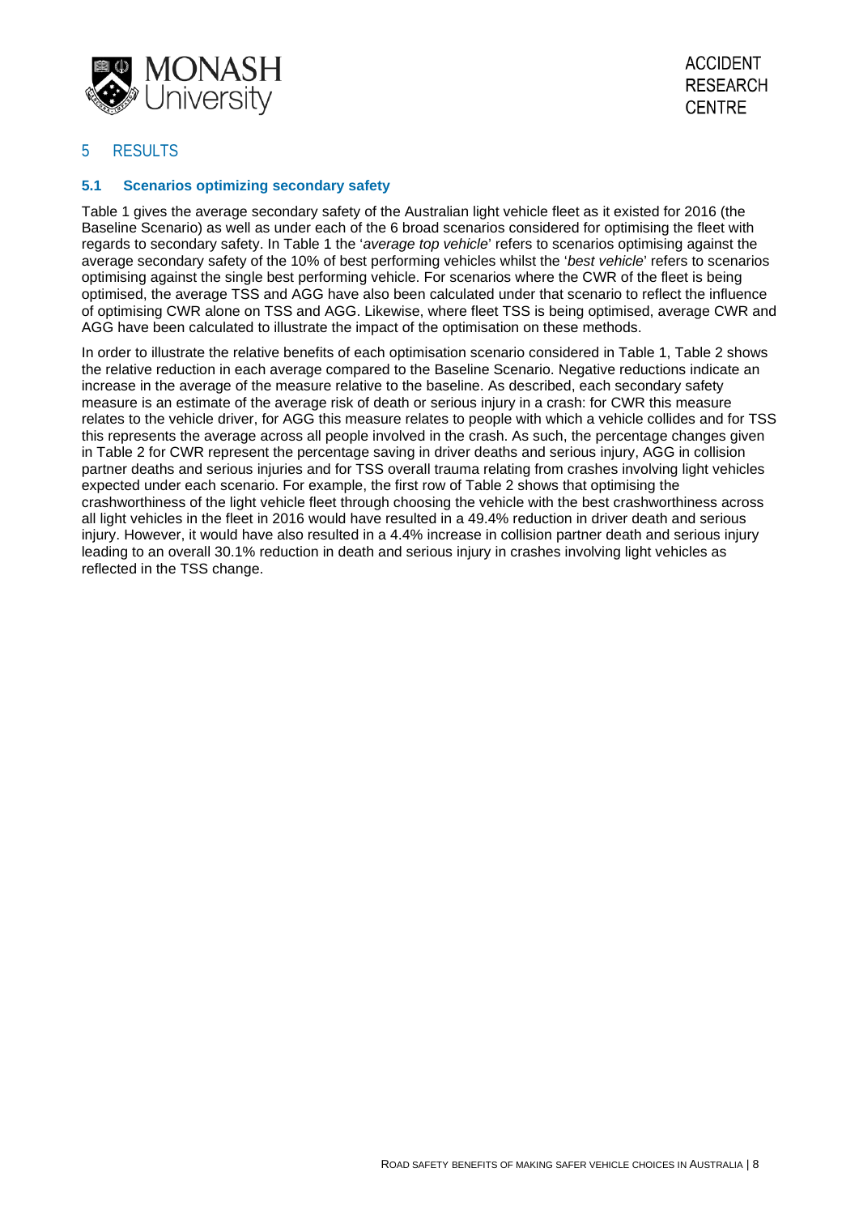# 5 RESULTS

## 5.1 Scenarios optimizing secondary safety

Table 1 gives the average secondary safety of the Australian light vehicle fleet as it existed for 2016 (the Baseline Scenario) as well as under each of the 6 broad scenarios considered for optimising the fleet with regards to secondary safety. In Table 1 the '*average top vehicle*' refers to scenarios optimising against the average secondary safety of the 10% of best performing vehicles whilst the '*best vehicle*' refers to scenarios optimising against the single best performing vehicle. For scenarios where the CWR of the fleet is being optimised, the average TSS and AGG have also been calculated under that scenario to reflect the influence of optimising CWR alone on TSS and AGG. Likewise, where fleet TSS is being optimised, average CWR and AGG have been calculated to illustrate the impact of the optimisation on these methods.

In order to illustrate the relative benefits of each optimisation scenario considered in Table 1, Table 2 shows the relative reduction in each average compared to the Baseline Scenario. Negative reductions indicate an increase in the average of the measure relative to the baseline. As described, each secondary safety measure is an estimate of the average risk of death or serious injury in a crash: for CWR this measure relates to the vehicle driver, for AGG this measure relates to people with which a vehicle collides and for TSS this represents the average across all people involved in the crash. As such, the percentage changes given in Table 2 for CWR represent the percentage saving in driver deaths and serious injury, AGG in collision partner deaths and serious injuries and for TSS overall trauma relating from crashes involving light vehicles expected under each scenario. For example, the first row of Table 2 shows that optimising the crashworthiness of the light vehicle fleet through choosing the vehicle with the best crashworthiness across all light vehicles in the fleet in 2016 would have resulted in a 49.4% reduction in driver death and serious injury. However, it would have also resulted in a 4.4% increase in collision partner death and serious injury leading to an overall 30.1% reduction in death and serious injury in crashes involving light vehicles as reflected in the TSS change.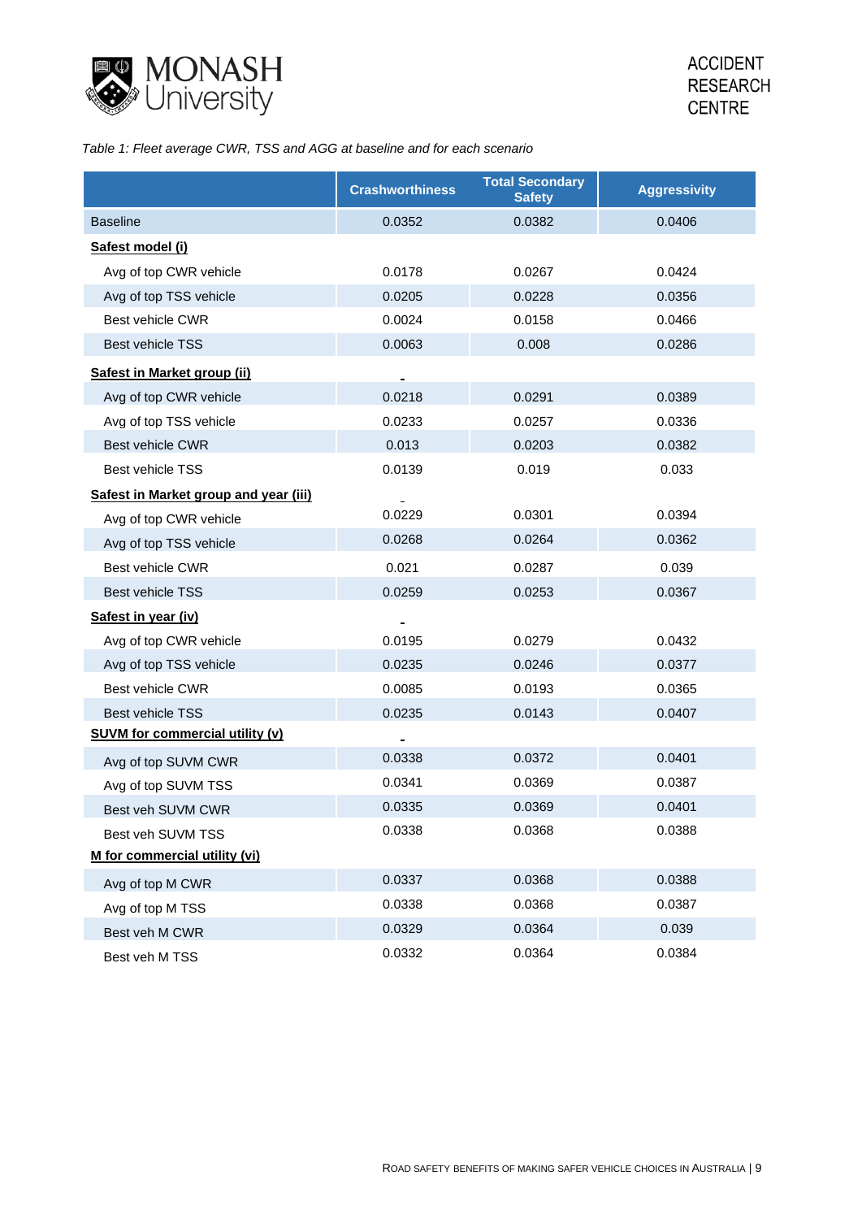*Table 1: Fleet average CWR, TSS and AGG at baseline and for each scenario*

| | Crashworthiness | Total Secondary Safety | Aggressivity |
|---|---|---|---|
| Baseline | 0.0352 | 0.0382 | 0.0406 |
| **Safest model (i)** | | | |
| Avg of top CWR vehicle | 0.0178 | 0.0267 | 0.0424 |
| Avg of top TSS vehicle | 0.0205 | 0.0228 | 0.0356 |
| Best vehicle CWR | 0.0024 | 0.0158 | 0.0466 |
| Best vehicle TSS | 0.0063 | 0.008 | 0.0286 |
| **Safest in Market group (ii)** | | | |
| Avg of top CWR vehicle | 0.0218 | 0.0291 | 0.0389 |
| Avg of top TSS vehicle | 0.0233 | 0.0257 | 0.0336 |
| Best vehicle CWR | 0.013 | 0.0203 | 0.0382 |
| Best vehicle TSS | 0.0139 | 0.019 | 0.033 |
| **Safest in Market group and year (iii)** | | | |
| Avg of top CWR vehicle | 0.0229 | 0.0301 | 0.0394 |
| Avg of top TSS vehicle | 0.0268 | 0.0264 | 0.0362 |
| Best vehicle CWR | 0.021 | 0.0287 | 0.039 |
| Best vehicle TSS | 0.0259 | 0.0253 | 0.0367 |
| **Safest in year (iv)** | | | |
| Avg of top CWR vehicle | 0.0195 | 0.0279 | 0.0432 |
| Avg of top TSS vehicle | 0.0235 | 0.0246 | 0.0377 |
| Best vehicle CWR | 0.0085 | 0.0193 | 0.0365 |
| Best vehicle TSS | 0.0235 | 0.0143 | 0.0407 |
| **SUVM for commercial utility (v)** | | | |
| Avg of top SUVM CWR | 0.0338 | 0.0372 | 0.0401 |
| Avg of top SUVM TSS | 0.0341 | 0.0369 | 0.0387 |
| Best veh SUVM CWR | 0.0335 | 0.0369 | 0.0401 |
| Best veh SUVM TSS | 0.0338 | 0.0368 | 0.0388 |
| **M for commercial utility (vi)** | | | |
| Avg of top M CWR | 0.0337 | 0.0368 | 0.0388 |
| Avg of top M TSS | 0.0338 | 0.0368 | 0.0387 |
| Best veh M CWR | 0.0329 | 0.0364 | 0.039 |
| Best veh M TSS | 0.0332 | 0.0364 | 0.0384 |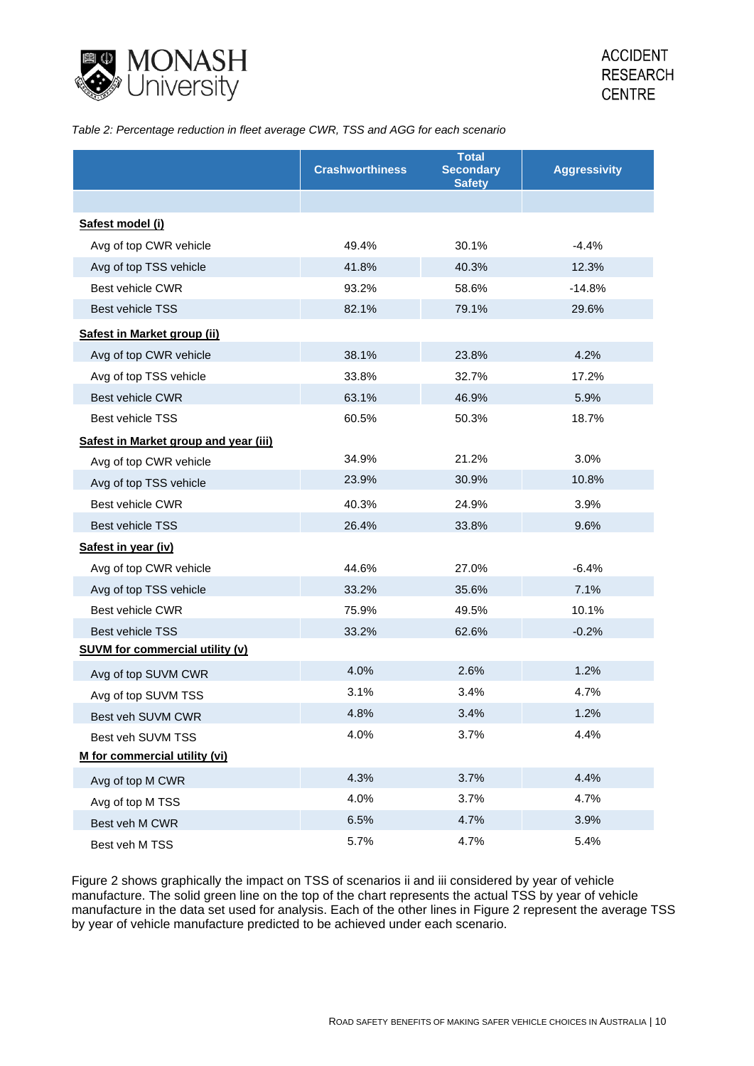*Table 2: Percentage reduction in fleet average CWR, TSS and AGG for each scenario*

| | Crashworthiness | Total Secondary Safety | Aggressivity |
|---|---|---|---|
| **Safest model (i)** | | | |
| Avg of top CWR vehicle | 49.4% | 30.1% | -4.4% |
| Avg of top TSS vehicle | 41.8% | 40.3% | 12.3% |
| Best vehicle CWR | 93.2% | 58.6% | -14.8% |
| Best vehicle TSS | 82.1% | 79.1% | 29.6% |
| **Safest in Market group (ii)** | | | |
| Avg of top CWR vehicle | 38.1% | 23.8% | 4.2% |
| Avg of top TSS vehicle | 33.8% | 32.7% | 17.2% |
| Best vehicle CWR | 63.1% | 46.9% | 5.9% |
| Best vehicle TSS | 60.5% | 50.3% | 18.7% |
| **Safest in Market group and year (iii)** | | | |
| Avg of top CWR vehicle | 34.9% | 21.2% | 3.0% |
| Avg of top TSS vehicle | 23.9% | 30.9% | 10.8% |
| Best vehicle CWR | 40.3% | 24.9% | 3.9% |
| Best vehicle TSS | 26.4% | 33.8% | 9.6% |
| **Safest in year (iv)** | | | |
| Avg of top CWR vehicle | 44.6% | 27.0% | -6.4% |
| Avg of top TSS vehicle | 33.2% | 35.6% | 7.1% |
| Best vehicle CWR | 75.9% | 49.5% | 10.1% |
| Best vehicle TSS | 33.2% | 62.6% | -0.2% |
| **SUVM for commercial utility (v)** | | | |
| Avg of top SUVM CWR | 4.0% | 2.6% | 1.2% |
| Avg of top SUVM TSS | 3.1% | 3.4% | 4.7% |
| Best veh SUVM CWR | 4.8% | 3.4% | 1.2% |
| Best veh SUVM TSS | 4.0% | 3.7% | 4.4% |
| **M for commercial utility (vi)** | | | |
| Avg of top M CWR | 4.3% | 3.7% | 4.4% |
| Avg of top M TSS | 4.0% | 3.7% | 4.7% |
| Best veh M CWR | 6.5% | 4.7% | 3.9% |
| Best veh M TSS | 5.7% | 4.7% | 5.4% |

Figure 2 shows graphically the impact on TSS of scenarios ii and iii considered by year of vehicle manufacture. The solid green line on the top of the chart represents the actual TSS by year of vehicle manufacture in the data set used for analysis. Each of the other lines in Figure 2 represent the average TSS by year of vehicle manufacture predicted to be achieved under each scenario.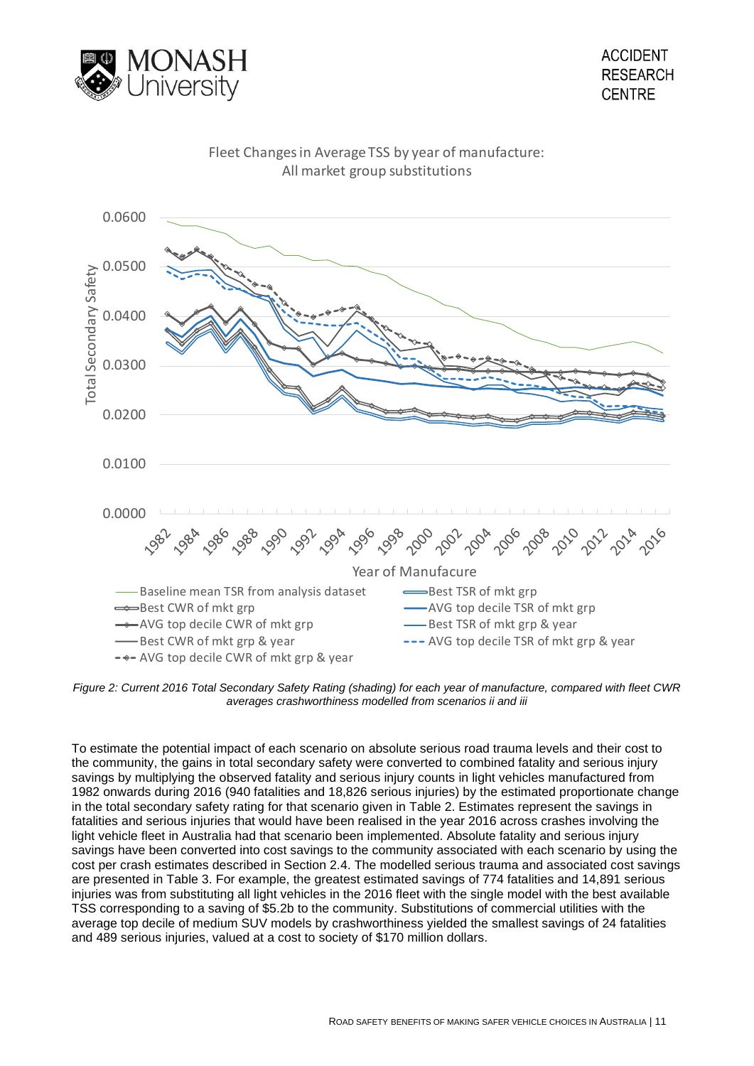Fleet Changes in Average TSS by year of manufacture: All market group substitutions

*Figure 2: Current 2016 Total Secondary Safety Rating (shading) for each year of manufacture, compared with fleet CWR averages crashworthiness modelled from scenarios ii and iii*

To estimate the potential impact of each scenario on absolute serious road trauma levels and their cost to the community, the gains in total secondary safety were converted to combined fatality and serious injury savings by multiplying the observed fatality and serious injury counts in light vehicles manufactured from 1982 onwards during 2016 (940 fatalities and 18,826 serious injuries) by the estimated proportionate change in the total secondary safety rating for that scenario given in Table 2. Estimates represent the savings in fatalities and serious injuries that would have been realised in the year 2016 across crashes involving the light vehicle fleet in Australia had that scenario been implemented. Absolute fatality and serious injury savings have been converted into cost savings to the community associated with each scenario by using the cost per crash estimates described in Section 2.4. The modelled serious trauma and associated cost savings are presented in Table 3. For example, the greatest estimated savings of 774 fatalities and 14,891 serious injuries was from substituting all light vehicles in the 2016 fleet with the single model with the best available TSS corresponding to a saving of $5.2b to the community. Substitutions of commercial utilities with the average top decile of medium SUV models by crashworthiness yielded the smallest savings of 24 fatalities and 489 serious injuries, valued at a cost to society of $170 million dollars.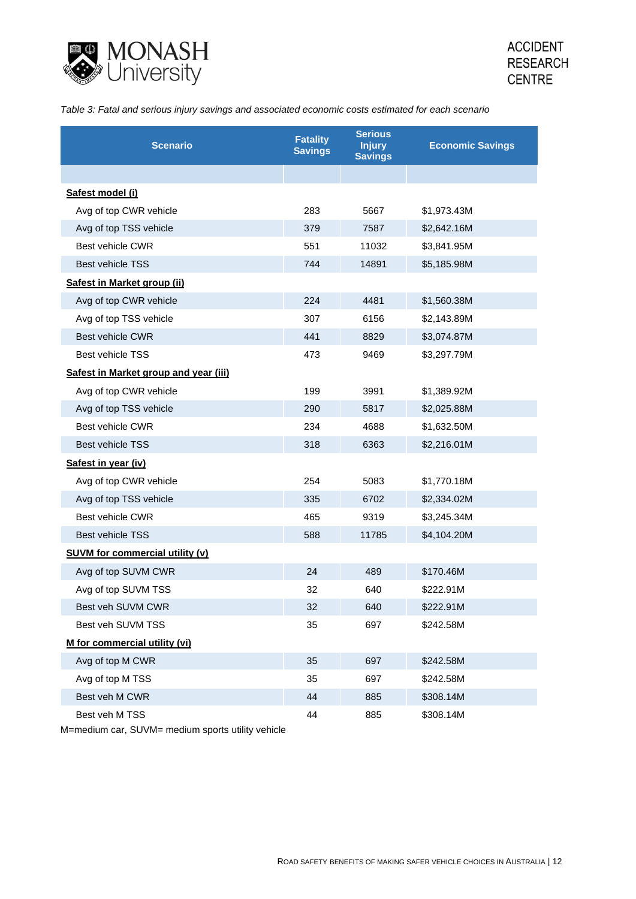*Table 3: Fatal and serious injury savings and associated economic costs estimated for each scenario*

| Scenario | Fatality Savings | Serious Injury Savings | Economic Savings |
|---|---|---|---|
| | | | |
| **Safest model (i)** | | | |
| Avg of top CWR vehicle | 283 | 5667 | $1,973.43M |
| Avg of top TSS vehicle | 379 | 7587 | $2,642.16M |
| Best vehicle CWR | 551 | 11032 | $3,841.95M |
| Best vehicle TSS | 744 | 14891 | $5,185.98M |
| **Safest in Market group (ii)** | | | |
| Avg of top CWR vehicle | 224 | 4481 | $1,560.38M |
| Avg of top TSS vehicle | 307 | 6156 | $2,143.89M |
| Best vehicle CWR | 441 | 8829 | $3,074.87M |
| Best vehicle TSS | 473 | 9469 | $3,297.79M |
| **Safest in Market group and year (iii)** | | | |
| Avg of top CWR vehicle | 199 | 3991 | $1,389.92M |
| Avg of top TSS vehicle | 290 | 5817 | $2,025.88M |
| Best vehicle CWR | 234 | 4688 | $1,632.50M |
| Best vehicle TSS | 318 | 6363 | $2,216.01M |
| **Safest in year (iv)** | | | |
| Avg of top CWR vehicle | 254 | 5083 | $1,770.18M |
| Avg of top TSS vehicle | 335 | 6702 | $2,334.02M |
| Best vehicle CWR | 465 | 9319 | $3,245.34M |
| Best vehicle TSS | 588 | 11785 | $4,104.20M |
| **SUVM for commercial utility (v)** | | | |
| Avg of top SUVM CWR | 24 | 489 | $170.46M |
| Avg of top SUVM TSS | 32 | 640 | $222.91M |
| Best veh SUVM CWR | 32 | 640 | $222.91M |
| Best veh SUVM TSS | 35 | 697 | $242.58M |
| **M for commercial utility (vi)** | | | |
| Avg of top M CWR | 35 | 697 | $242.58M |
| Avg of top M TSS | 35 | 697 | $242.58M |
| Best veh M CWR | 44 | 885 | $308.14M |
| Best veh M TSS | 44 | 885 | $308.14M |

M=medium car, SUVM= medium sports utility vehicle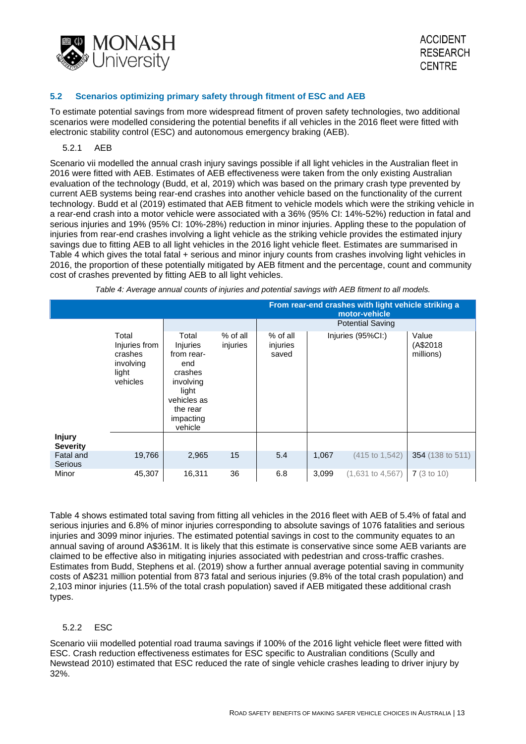### 5.2 Scenarios optimizing primary safety through fitment of ESC and AEB

To estimate potential savings from more widespread fitment of proven safety technologies, two additional scenarios were modelled considering the potential benefits if all vehicles in the 2016 fleet were fitted with electronic stability control (ESC) and autonomous emergency braking (AEB).

#### 5.2.1 AEB

Scenario vii modelled the annual crash injury savings possible if all light vehicles in the Australian fleet in 2016 were fitted with AEB. Estimates of AEB effectiveness were taken from the only existing Australian evaluation of the technology (Budd, et al, 2019) which was based on the primary crash type prevented by current AEB systems being rear-end crashes into another vehicle based on the functionality of the current technology. Budd et al (2019) estimated that AEB fitment to vehicle models which were the striking vehicle in a rear-end crash into a motor vehicle were associated with a 36% (95% CI: 14%-52%) reduction in fatal and serious injuries and 19% (95% CI: 10%-28%) reduction in minor injuries. Appling these to the population of injuries from rear-end crashes involving a light vehicle as the striking vehicle provides the estimated injury savings due to fitting AEB to all light vehicles in the 2016 light vehicle fleet. Estimates are summarised in Table 4 which gives the total fatal + serious and minor injury counts from crashes involving light vehicles in 2016, the proportion of these potentially mitigated by AEB fitment and the percentage, count and community cost of crashes prevented by fitting AEB to all light vehicles.

*Table 4: Average annual counts of injuries and potential savings with AEB fitment to all models.*

| | | From rear-end crashes with light vehicle striking a motor-vehicle | | | | | |
|---|---|---|---|---|---|---|---|
| | | | | Potential Saving | | | |
| | Total Injuries from crashes involving light vehicles | Total Injuries from rear-end crashes involving light vehicles as the rear impacting vehicle | % of all injuries | % of all injuries saved | Injuries (95%CI:) | | Value (A$2018 millions) |
| **Injury Severity** | | | | | | | |
| Fatal and Serious | 19,766 | 2,965 | 15 | 5.4 | 1,067 | (415 to 1,542) | 354 (138 to 511) |
| Minor | 45,307 | 16,311 | 36 | 6.8 | 3,099 | (1,631 to 4,567) | 7 (3 to 10) |

Table 4 shows estimated total saving from fitting all vehicles in the 2016 fleet with AEB of 5.4% of fatal and serious injuries and 6.8% of minor injuries corresponding to absolute savings of 1076 fatalities and serious injuries and 3099 minor injuries. The estimated potential savings in cost to the community equates to an annual saving of around A$361M. It is likely that this estimate is conservative since some AEB variants are claimed to be effective also in mitigating injuries associated with pedestrian and cross-traffic crashes. Estimates from Budd, Stephens et al. (2019) show a further annual average potential saving in community costs of A$231 million potential from 873 fatal and serious injuries (9.8% of the total crash population) and 2,103 minor injuries (11.5% of the total crash population) saved if AEB mitigated these additional crash types.

#### 5.2.2 ESC

Scenario viii modelled potential road trauma savings if 100% of the 2016 light vehicle fleet were fitted with ESC. Crash reduction effectiveness estimates for ESC specific to Australian conditions (Scully and Newstead 2010) estimated that ESC reduced the rate of single vehicle crashes leading to driver injury by 32%.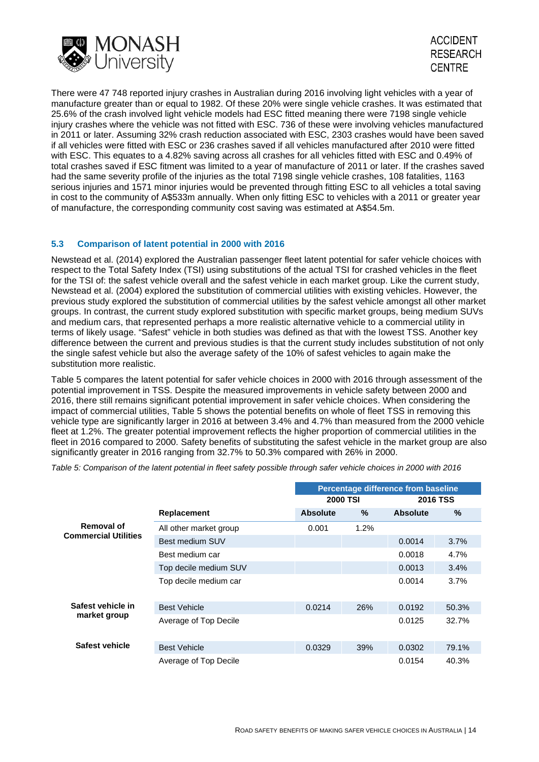There were 47 748 reported injury crashes in Australian during 2016 involving light vehicles with a year of manufacture greater than or equal to 1982. Of these 20% were single vehicle crashes. It was estimated that 25.6% of the crash involved light vehicle models had ESC fitted meaning there were 7198 single vehicle injury crashes where the vehicle was not fitted with ESC. 736 of these were involving vehicles manufactured in 2011 or later. Assuming 32% crash reduction associated with ESC, 2303 crashes would have been saved if all vehicles were fitted with ESC or 236 crashes saved if all vehicles manufactured after 2010 were fitted with ESC. This equates to a 4.82% saving across all crashes for all vehicles fitted with ESC and 0.49% of total crashes saved if ESC fitment was limited to a year of manufacture of 2011 or later. If the crashes saved had the same severity profile of the injuries as the total 7198 single vehicle crashes, 108 fatalities, 1163 serious injuries and 1571 minor injuries would be prevented through fitting ESC to all vehicles a total saving in cost to the community of A$533m annually. When only fitting ESC to vehicles with a 2011 or greater year of manufacture, the corresponding community cost saving was estimated at A$54.5m.

### 5.3 Comparison of latent potential in 2000 with 2016

Newstead et al. (2014) explored the Australian passenger fleet latent potential for safer vehicle choices with respect to the Total Safety Index (TSI) using substitutions of the actual TSI for crashed vehicles in the fleet for the TSI of: the safest vehicle overall and the safest vehicle in each market group. Like the current study, Newstead et al. (2004) explored the substitution of commercial utilities with existing vehicles. However, the previous study explored the substitution of commercial utilities by the safest vehicle amongst all other market groups. In contrast, the current study explored substitution with specific market groups, being medium SUVs and medium cars, that represented perhaps a more realistic alternative vehicle to a commercial utility in terms of likely usage. "Safest" vehicle in both studies was defined as that with the lowest TSS. Another key difference between the current and previous studies is that the current study includes substitution of not only the single safest vehicle but also the average safety of the 10% of safest vehicles to again make the substitution more realistic.

Table 5 compares the latent potential for safer vehicle choices in 2000 with 2016 through assessment of the potential improvement in TSS. Despite the measured improvements in vehicle safety between 2000 and 2016, there still remains significant potential improvement in safer vehicle choices. When considering the impact of commercial utilities, Table 5 shows the potential benefits on whole of fleet TSS in removing this vehicle type are significantly larger in 2016 at between 3.4% and 4.7% than measured from the 2000 vehicle fleet at 1.2%. The greater potential improvement reflects the higher proportion of commercial utilities in the fleet in 2016 compared to 2000. Safety benefits of substituting the safest vehicle in the market group are also significantly greater in 2016 ranging from 32.7% to 50.3% compared with 26% in 2000.

*Table 5: Comparison of the latent potential in fleet safety possible through safer vehicle choices in 2000 with 2016*

| | | Percentage difference from baseline | | | |
|---|---|---|---|---|---|
| | | 2000 TSI | | 2016 TSS | |
| | **Replacement** | **Absolute** | **%** | **Absolute** | **%** |
| **Removal of Commercial Utilities** | All other market group | 0.001 | 1.2% | | |
| | Best medium SUV | | | 0.0014 | 3.7% |
| | Best medium car | | | 0.0018 | 4.7% |
| | Top decile medium SUV | | | 0.0013 | 3.4% |
| | Top decile medium car | | | 0.0014 | 3.7% |
| **Safest vehicle in market group** | Best Vehicle | 0.0214 | 26% | 0.0192 | 50.3% |
| | Average of Top Decile | | | 0.0125 | 32.7% |
| **Safest vehicle** | Best Vehicle | 0.0329 | 39% | 0.0302 | 79.1% |
| | Average of Top Decile | | | 0.0154 | 40.3% |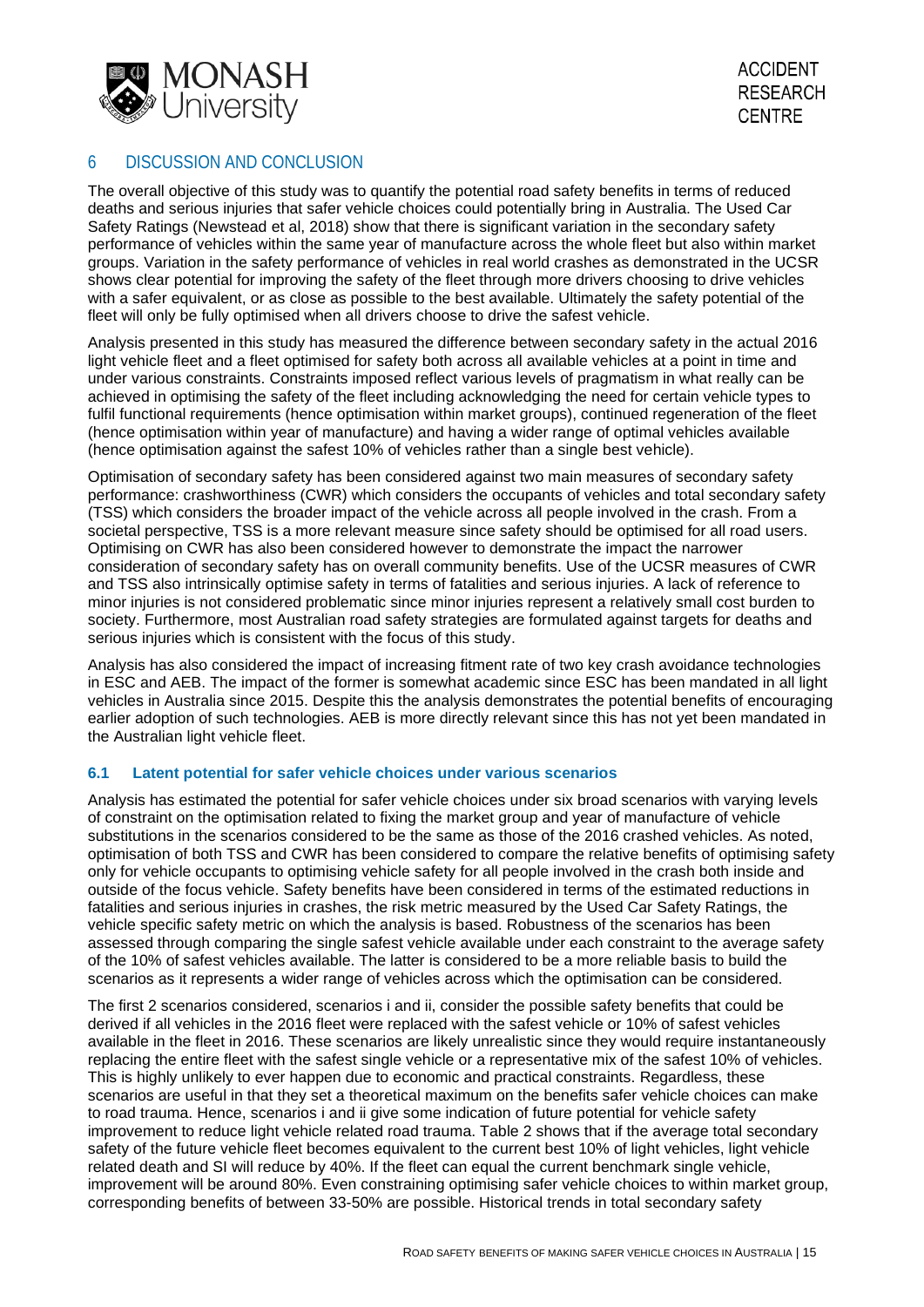# 6 DISCUSSION AND CONCLUSION

The overall objective of this study was to quantify the potential road safety benefits in terms of reduced deaths and serious injuries that safer vehicle choices could potentially bring in Australia. The Used Car Safety Ratings (Newstead et al, 2018) show that there is significant variation in the secondary safety performance of vehicles within the same year of manufacture across the whole fleet but also within market groups. Variation in the safety performance of vehicles in real world crashes as demonstrated in the UCSR shows clear potential for improving the safety of the fleet through more drivers choosing to drive vehicles with a safer equivalent, or as close as possible to the best available. Ultimately the safety potential of the fleet will only be fully optimised when all drivers choose to drive the safest vehicle.

Analysis presented in this study has measured the difference between secondary safety in the actual 2016 light vehicle fleet and a fleet optimised for safety both across all available vehicles at a point in time and under various constraints. Constraints imposed reflect various levels of pragmatism in what really can be achieved in optimising the safety of the fleet including acknowledging the need for certain vehicle types to fulfil functional requirements (hence optimisation within market groups), continued regeneration of the fleet (hence optimisation within year of manufacture) and having a wider range of optimal vehicles available (hence optimisation against the safest 10% of vehicles rather than a single best vehicle).

Optimisation of secondary safety has been considered against two main measures of secondary safety performance: crashworthiness (CWR) which considers the occupants of vehicles and total secondary safety (TSS) which considers the broader impact of the vehicle across all people involved in the crash. From a societal perspective, TSS is a more relevant measure since safety should be optimised for all road users. Optimising on CWR has also been considered however to demonstrate the impact the narrower consideration of secondary safety has on overall community benefits. Use of the UCSR measures of CWR and TSS also intrinsically optimise safety in terms of fatalities and serious injuries. A lack of reference to minor injuries is not considered problematic since minor injuries represent a relatively small cost burden to society. Furthermore, most Australian road safety strategies are formulated against targets for deaths and serious injuries which is consistent with the focus of this study.

Analysis has also considered the impact of increasing fitment rate of two key crash avoidance technologies in ESC and AEB. The impact of the former is somewhat academic since ESC has been mandated in all light vehicles in Australia since 2015. Despite this the analysis demonstrates the potential benefits of encouraging earlier adoption of such technologies. AEB is more directly relevant since this has not yet been mandated in the Australian light vehicle fleet.

## 6.1 Latent potential for safer vehicle choices under various scenarios

Analysis has estimated the potential for safer vehicle choices under six broad scenarios with varying levels of constraint on the optimisation related to fixing the market group and year of manufacture of vehicle substitutions in the scenarios considered to be the same as those of the 2016 crashed vehicles. As noted, optimisation of both TSS and CWR has been considered to compare the relative benefits of optimising safety only for vehicle occupants to optimising vehicle safety for all people involved in the crash both inside and outside of the focus vehicle. Safety benefits have been considered in terms of the estimated reductions in fatalities and serious injuries in crashes, the risk metric measured by the Used Car Safety Ratings, the vehicle specific safety metric on which the analysis is based. Robustness of the scenarios has been assessed through comparing the single safest vehicle available under each constraint to the average safety of the 10% of safest vehicles available. The latter is considered to be a more reliable basis to build the scenarios as it represents a wider range of vehicles across which the optimisation can be considered.

The first 2 scenarios considered, scenarios i and ii, consider the possible safety benefits that could be derived if all vehicles in the 2016 fleet were replaced with the safest vehicle or 10% of safest vehicles available in the fleet in 2016. These scenarios are likely unrealistic since they would require instantaneously replacing the entire fleet with the safest single vehicle or a representative mix of the safest 10% of vehicles. This is highly unlikely to ever happen due to economic and practical constraints. Regardless, these scenarios are useful in that they set a theoretical maximum on the benefits safer vehicle choices can make to road trauma. Hence, scenarios i and ii give some indication of future potential for vehicle safety improvement to reduce light vehicle related road trauma. Table 2 shows that if the average total secondary safety of the future vehicle fleet becomes equivalent to the current best 10% of light vehicles, light vehicle related death and SI will reduce by 40%. If the fleet can equal the current benchmark single vehicle, improvement will be around 80%. Even constraining optimising safer vehicle choices to within market group, corresponding benefits of between 33-50% are possible. Historical trends in total secondary safety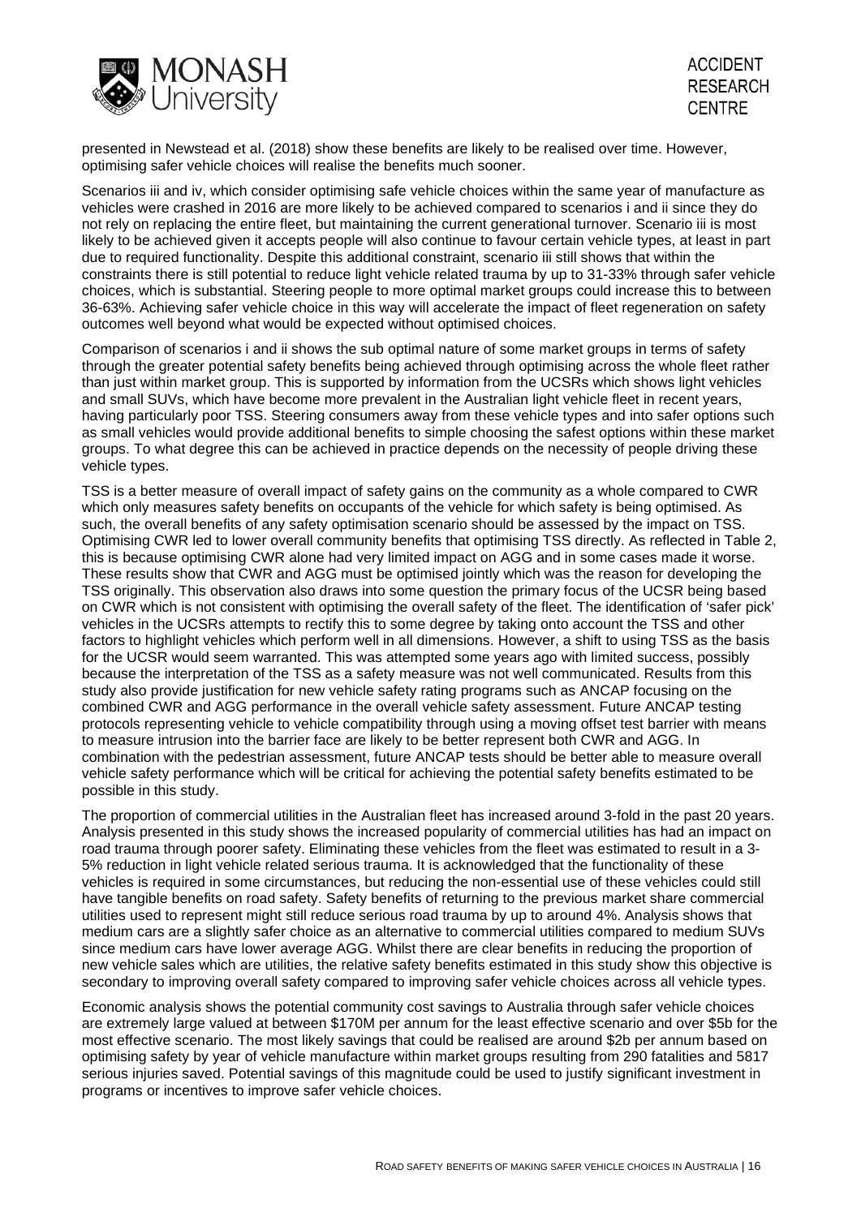presented in Newstead et al. (2018) show these benefits are likely to be realised over time. However, optimising safer vehicle choices will realise the benefits much sooner.

Scenarios iii and iv, which consider optimising safe vehicle choices within the same year of manufacture as vehicles were crashed in 2016 are more likely to be achieved compared to scenarios i and ii since they do not rely on replacing the entire fleet, but maintaining the current generational turnover. Scenario iii is most likely to be achieved given it accepts people will also continue to favour certain vehicle types, at least in part due to required functionality. Despite this additional constraint, scenario iii still shows that within the constraints there is still potential to reduce light vehicle related trauma by up to 31-33% through safer vehicle choices, which is substantial. Steering people to more optimal market groups could increase this to between 36-63%. Achieving safer vehicle choice in this way will accelerate the impact of fleet regeneration on safety outcomes well beyond what would be expected without optimised choices.

Comparison of scenarios i and ii shows the sub optimal nature of some market groups in terms of safety through the greater potential safety benefits being achieved through optimising across the whole fleet rather than just within market group. This is supported by information from the UCSRs which shows light vehicles and small SUVs, which have become more prevalent in the Australian light vehicle fleet in recent years, having particularly poor TSS. Steering consumers away from these vehicle types and into safer options such as small vehicles would provide additional benefits to simple choosing the safest options within these market groups. To what degree this can be achieved in practice depends on the necessity of people driving these vehicle types.

TSS is a better measure of overall impact of safety gains on the community as a whole compared to CWR which only measures safety benefits on occupants of the vehicle for which safety is being optimised. As such, the overall benefits of any safety optimisation scenario should be assessed by the impact on TSS. Optimising CWR led to lower overall community benefits that optimising TSS directly. As reflected in Table 2, this is because optimising CWR alone had very limited impact on AGG and in some cases made it worse. These results show that CWR and AGG must be optimised jointly which was the reason for developing the TSS originally. This observation also draws into some question the primary focus of the UCSR being based on CWR which is not consistent with optimising the overall safety of the fleet. The identification of 'safer pick' vehicles in the UCSRs attempts to rectify this to some degree by taking onto account the TSS and other factors to highlight vehicles which perform well in all dimensions. However, a shift to using TSS as the basis for the UCSR would seem warranted. This was attempted some years ago with limited success, possibly because the interpretation of the TSS as a safety measure was not well communicated. Results from this study also provide justification for new vehicle safety rating programs such as ANCAP focusing on the combined CWR and AGG performance in the overall vehicle safety assessment. Future ANCAP testing protocols representing vehicle to vehicle compatibility through using a moving offset test barrier with means to measure intrusion into the barrier face are likely to be better represent both CWR and AGG. In combination with the pedestrian assessment, future ANCAP tests should be better able to measure overall vehicle safety performance which will be critical for achieving the potential safety benefits estimated to be possible in this study.

The proportion of commercial utilities in the Australian fleet has increased around 3-fold in the past 20 years. Analysis presented in this study shows the increased popularity of commercial utilities has had an impact on road trauma through poorer safety. Eliminating these vehicles from the fleet was estimated to result in a 3-5% reduction in light vehicle related serious trauma. It is acknowledged that the functionality of these vehicles is required in some circumstances, but reducing the non-essential use of these vehicles could still have tangible benefits on road safety. Safety benefits of returning to the previous market share commercial utilities used to represent might still reduce serious road trauma by up to around 4%. Analysis shows that medium cars are a slightly safer choice as an alternative to commercial utilities compared to medium SUVs since medium cars have lower average AGG. Whilst there are clear benefits in reducing the proportion of new vehicle sales which are utilities, the relative safety benefits estimated in this study show this objective is secondary to improving overall safety compared to improving safer vehicle choices across all vehicle types.

Economic analysis shows the potential community cost savings to Australia through safer vehicle choices are extremely large valued at between $170M per annum for the least effective scenario and over $5b for the most effective scenario. The most likely savings that could be realised are around $2b per annum based on optimising safety by year of vehicle manufacture within market groups resulting from 290 fatalities and 5817 serious injuries saved. Potential savings of this magnitude could be used to justify significant investment in programs or incentives to improve safer vehicle choices.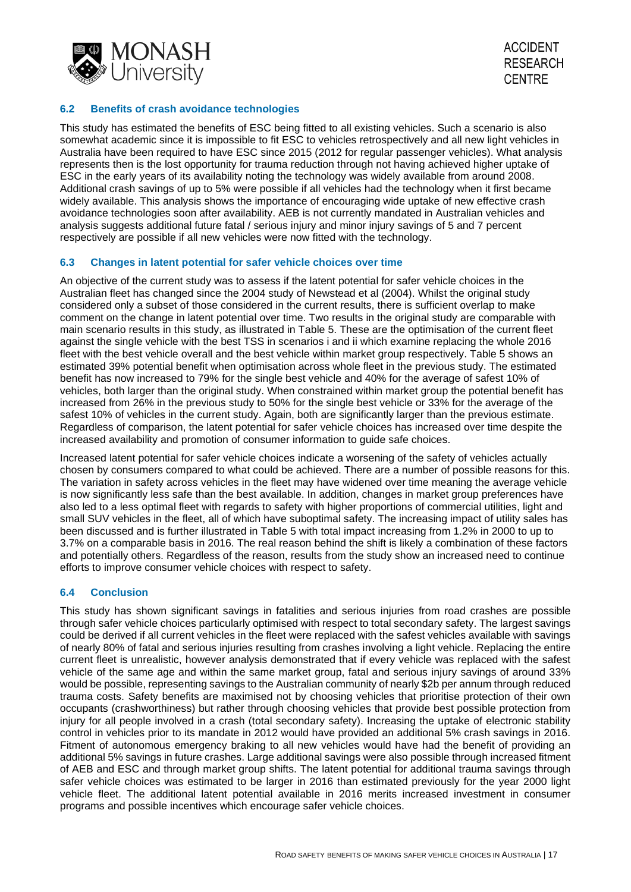### 6.2 Benefits of crash avoidance technologies

This study has estimated the benefits of ESC being fitted to all existing vehicles. Such a scenario is also somewhat academic since it is impossible to fit ESC to vehicles retrospectively and all new light vehicles in Australia have been required to have ESC since 2015 (2012 for regular passenger vehicles). What analysis represents then is the lost opportunity for trauma reduction through not having achieved higher uptake of ESC in the early years of its availability noting the technology was widely available from around 2008. Additional crash savings of up to 5% were possible if all vehicles had the technology when it first became widely available. This analysis shows the importance of encouraging wide uptake of new effective crash avoidance technologies soon after availability. AEB is not currently mandated in Australian vehicles and analysis suggests additional future fatal / serious injury and minor injury savings of 5 and 7 percent respectively are possible if all new vehicles were now fitted with the technology.

### 6.3 Changes in latent potential for safer vehicle choices over time

An objective of the current study was to assess if the latent potential for safer vehicle choices in the Australian fleet has changed since the 2004 study of Newstead et al (2004). Whilst the original study considered only a subset of those considered in the current results, there is sufficient overlap to make comment on the change in latent potential over time. Two results in the original study are comparable with main scenario results in this study, as illustrated in Table 5. These are the optimisation of the current fleet against the single vehicle with the best TSS in scenarios i and ii which examine replacing the whole 2016 fleet with the best vehicle overall and the best vehicle within market group respectively. Table 5 shows an estimated 39% potential benefit when optimisation across whole fleet in the previous study. The estimated benefit has now increased to 79% for the single best vehicle and 40% for the average of safest 10% of vehicles, both larger than the original study. When constrained within market group the potential benefit has increased from 26% in the previous study to 50% for the single best vehicle or 33% for the average of the safest 10% of vehicles in the current study. Again, both are significantly larger than the previous estimate. Regardless of comparison, the latent potential for safer vehicle choices has increased over time despite the increased availability and promotion of consumer information to guide safe choices.

Increased latent potential for safer vehicle choices indicate a worsening of the safety of vehicles actually chosen by consumers compared to what could be achieved. There are a number of possible reasons for this. The variation in safety across vehicles in the fleet may have widened over time meaning the average vehicle is now significantly less safe than the best available. In addition, changes in market group preferences have also led to a less optimal fleet with regards to safety with higher proportions of commercial utilities, light and small SUV vehicles in the fleet, all of which have suboptimal safety. The increasing impact of utility sales has been discussed and is further illustrated in Table 5 with total impact increasing from 1.2% in 2000 to up to 3.7% on a comparable basis in 2016. The real reason behind the shift is likely a combination of these factors and potentially others. Regardless of the reason, results from the study show an increased need to continue efforts to improve consumer vehicle choices with respect to safety.

### 6.4 Conclusion

This study has shown significant savings in fatalities and serious injuries from road crashes are possible through safer vehicle choices particularly optimised with respect to total secondary safety. The largest savings could be derived if all current vehicles in the fleet were replaced with the safest vehicles available with savings of nearly 80% of fatal and serious injuries resulting from crashes involving a light vehicle. Replacing the entire current fleet is unrealistic, however analysis demonstrated that if every vehicle was replaced with the safest vehicle of the same age and within the same market group, fatal and serious injury savings of around 33% would be possible, representing savings to the Australian community of nearly $2b per annum through reduced trauma costs. Safety benefits are maximised not by choosing vehicles that prioritise protection of their own occupants (crashworthiness) but rather through choosing vehicles that provide best possible protection from injury for all people involved in a crash (total secondary safety). Increasing the uptake of electronic stability control in vehicles prior to its mandate in 2012 would have provided an additional 5% crash savings in 2016. Fitment of autonomous emergency braking to all new vehicles would have had the benefit of providing an additional 5% savings in future crashes. Large additional savings were also possible through increased fitment of AEB and ESC and through market group shifts. The latent potential for additional trauma savings through safer vehicle choices was estimated to be larger in 2016 than estimated previously for the year 2000 light vehicle fleet. The additional latent potential available in 2016 merits increased investment in consumer programs and possible incentives which encourage safer vehicle choices.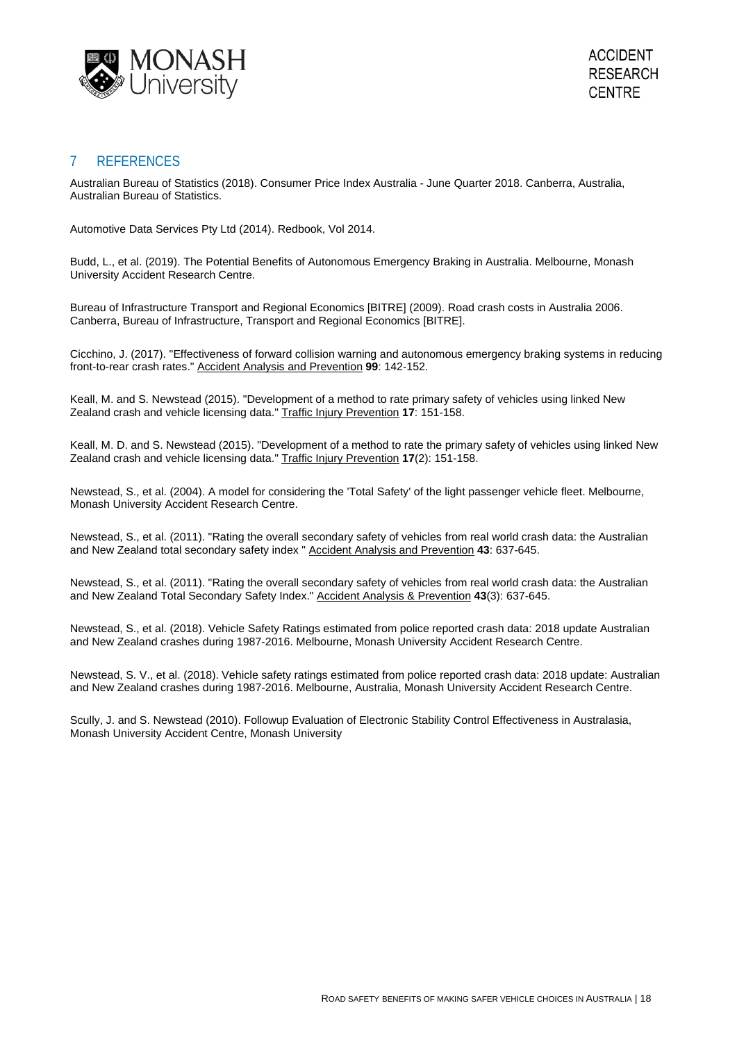## 7 REFERENCES

Australian Bureau of Statistics (2018). Consumer Price Index Australia - June Quarter 2018. Canberra, Australia, Australian Bureau of Statistics.

Automotive Data Services Pty Ltd (2014). Redbook, Vol 2014.

Budd, L., et al. (2019). The Potential Benefits of Autonomous Emergency Braking in Australia. Melbourne, Monash University Accident Research Centre.

Bureau of Infrastructure Transport and Regional Economics [BITRE] (2009). Road crash costs in Australia 2006. Canberra, Bureau of Infrastructure, Transport and Regional Economics [BITRE].

Cicchino, J. (2017). "Effectiveness of forward collision warning and autonomous emergency braking systems in reducing front-to-rear crash rates." Accident Analysis and Prevention **99**: 142-152.

Keall, M. and S. Newstead (2015). "Development of a method to rate primary safety of vehicles using linked New Zealand crash and vehicle licensing data." Traffic Injury Prevention **17**: 151-158.

Keall, M. D. and S. Newstead (2015). "Development of a method to rate the primary safety of vehicles using linked New Zealand crash and vehicle licensing data." Traffic Injury Prevention **17**(2): 151-158.

Newstead, S., et al. (2004). A model for considering the 'Total Safety' of the light passenger vehicle fleet. Melbourne, Monash University Accident Research Centre.

Newstead, S., et al. (2011). "Rating the overall secondary safety of vehicles from real world crash data: the Australian and New Zealand total secondary safety index " Accident Analysis and Prevention **43**: 637-645.

Newstead, S., et al. (2011). "Rating the overall secondary safety of vehicles from real world crash data: the Australian and New Zealand Total Secondary Safety Index." Accident Analysis & Prevention **43**(3): 637-645.

Newstead, S., et al. (2018). Vehicle Safety Ratings estimated from police reported crash data: 2018 update Australian and New Zealand crashes during 1987-2016. Melbourne, Monash University Accident Research Centre.

Newstead, S. V., et al. (2018). Vehicle safety ratings estimated from police reported crash data: 2018 update: Australian and New Zealand crashes during 1987-2016. Melbourne, Australia, Monash University Accident Research Centre.

Scully, J. and S. Newstead (2010). Followup Evaluation of Electronic Stability Control Effectiveness in Australasia, Monash University Accident Centre, Monash University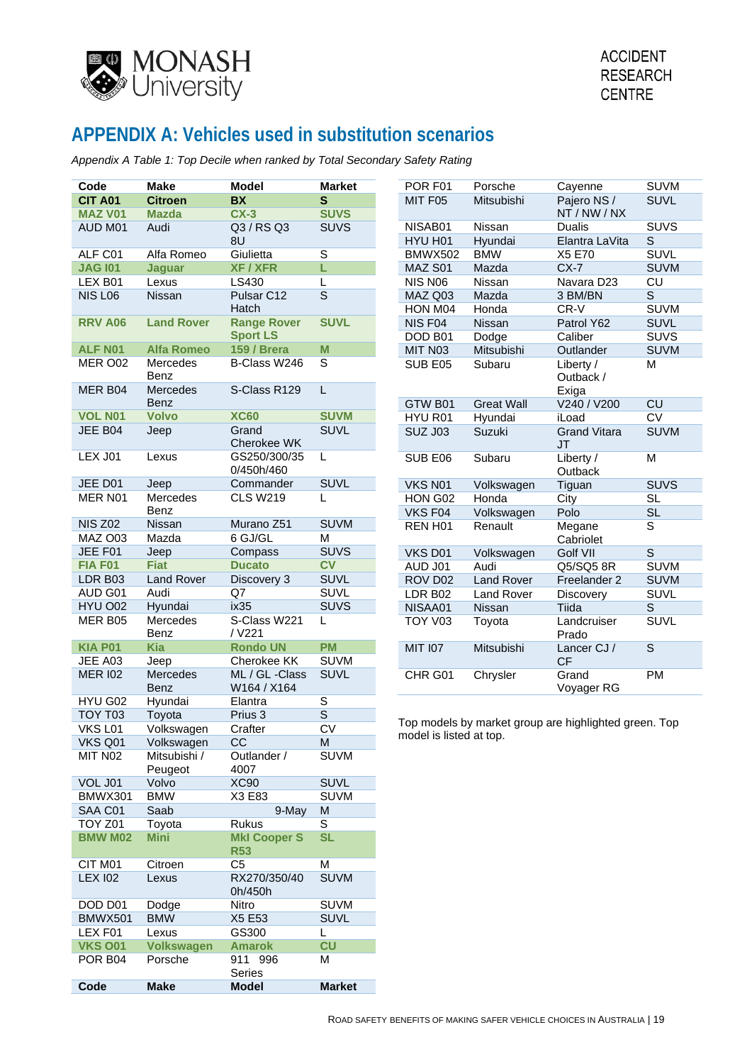## APPENDIX A: Vehicles used in substitution scenarios

*Appendix A Table 1: Top Decile when ranked by Total Secondary Safety Rating*

| Code | Make | Model | Market |
|---|---|---|---|
| **CIT A01** | **Citroen** | **BX** | **S** |
| **MAZ V01** | **Mazda** | **CX-3** | **SUVS** |
| AUD M01 | Audi | Q3 / RS Q3 8U | SUVS |
| ALF C01 | Alfa Romeo | Giulietta | S |
| **JAG I01** | **Jaguar** | **XF / XFR** | **L** |
| LEX B01 | Lexus | LS430 | L |
| NIS L06 | Nissan | Pulsar C12 Hatch | S |
| **RRV A06** | **Land Rover** | **Range Rover Sport LS** | **SUVL** |
| **ALF N01** | **Alfa Romeo** | **159 / Brera** | **M** |
| MER O02 | Mercedes Benz | B-Class W246 | S |
| MER B04 | Mercedes Benz | S-Class R129 | L |
| **VOL N01** | **Volvo** | **XC60** | **SUVM** |
| JEE B04 | Jeep | Grand Cherokee WK | SUVL |
| LEX J01 | Lexus | GS250/300/350/450h/460 | L |
| JEE D01 | Jeep | Commander | SUVL |
| MER N01 | Mercedes Benz | CLS W219 | L |
| NIS Z02 | Nissan | Murano Z51 | SUVM |
| MAZ O03 | Mazda | 6 GJ/GL | M |
| JEE F01 | Jeep | Compass | SUVS |
| **FIA F01** | **Fiat** | **Ducato** | **CV** |
| LDR B03 | Land Rover | Discovery 3 | SUVL |
| AUD G01 | Audi | Q7 | SUVL |
| HYU O02 | Hyundai | ix35 | SUVS |
| MER B05 | Mercedes Benz | S-Class W221 / V221 | L |
| **KIA P01** | **Kia** | **Rondo UN** | **PM** |
| JEE A03 | Jeep | Cherokee KK | SUVM |
| MER I02 | Mercedes Benz | ML / GL -Class W164 / X164 | SUVL |
| HYU G02 | Hyundai | Elantra | S |
| TOY T03 | Toyota | Prius 3 | S |
| VKS L01 | Volkswagen | Crafter | CV |
| VKS Q01 | Volkswagen | CC | M |
| MIT N02 | Mitsubishi / Peugeot | Outlander / 4007 | SUVM |
| VOL J01 | Volvo | XC90 | SUVL |
| BMWX301 | BMW | X3 E83 | SUVM |
| SAA C01 | Saab | 9-May | M |
| TOY Z01 | Toyota | Rukus | S |
| **BMW M02** | **Mini** | **MkI Cooper S R53** | **SL** |
| CIT M01 | Citroen | C5 | M |
| LEX I02 | Lexus | RX270/350/400h/450h | SUVM |
| DOD D01 | Dodge | Nitro | SUVM |
| BMWX501 | BMW | X5 E53 | SUVL |
| LEX F01 | Lexus | GS300 | L |
| **VKS O01** | **Volkswagen** | **Amarok** | **CU** |
| POR B04 | Porsche | 911 996 Series | M |
| POR F01 | Porsche | Cayenne | SUVM |
| MIT F05 | Mitsubishi | Pajero NS / NT / NW / NX | SUVL |
| NISAB01 | Nissan | Dualis | SUVS |
| HYU H01 | Hyundai | Elantra LaVita | S |
| BMWX502 | BMW | X5 E70 | SUVL |
| MAZ S01 | Mazda | CX-7 | SUVM |
| NIS N06 | Nissan | Navara D23 | CU |
| MAZ Q03 | Mazda | 3 BM/BN | S |
| HON M04 | Honda | CR-V | SUVM |
| NIS F04 | Nissan | Patrol Y62 | SUVL |
| DOD B01 | Dodge | Caliber | SUVS |
| MIT N03 | Mitsubishi | Outlander | SUVM |
| SUB E05 | Subaru | Liberty / Outback / Exiga | M |
| GTW B01 | Great Wall | V240 / V200 | CU |
| HYU R01 | Hyundai | iLoad | CV |
| SUZ J03 | Suzuki | Grand Vitara JT | SUVM |
| SUB E06 | Subaru | Liberty / Outback | M |
| VKS N01 | Volkswagen | Tiguan | SUVS |
| HON G02 | Honda | City | SL |
| VKS F04 | Volkswagen | Polo | SL |
| REN H01 | Renault | Megane Cabriolet | S |
| VKS D01 | Volkswagen | Golf VII | S |
| AUD J01 | Audi | Q5/SQ5 8R | SUVM |
| ROV D02 | Land Rover | Freelander 2 | SUVM |
| LDR B02 | Land Rover | Discovery | SUVL |
| NISAA01 | Nissan | Tiida | S |
| TOY V03 | Toyota | Landcruiser Prado | SUVL |
| MIT I07 | Mitsubishi | Lancer CJ / CF | S |
| CHR G01 | Chrysler | Grand Voyager RG | PM |

Top models by market group are highlighted green. Top model is listed at top.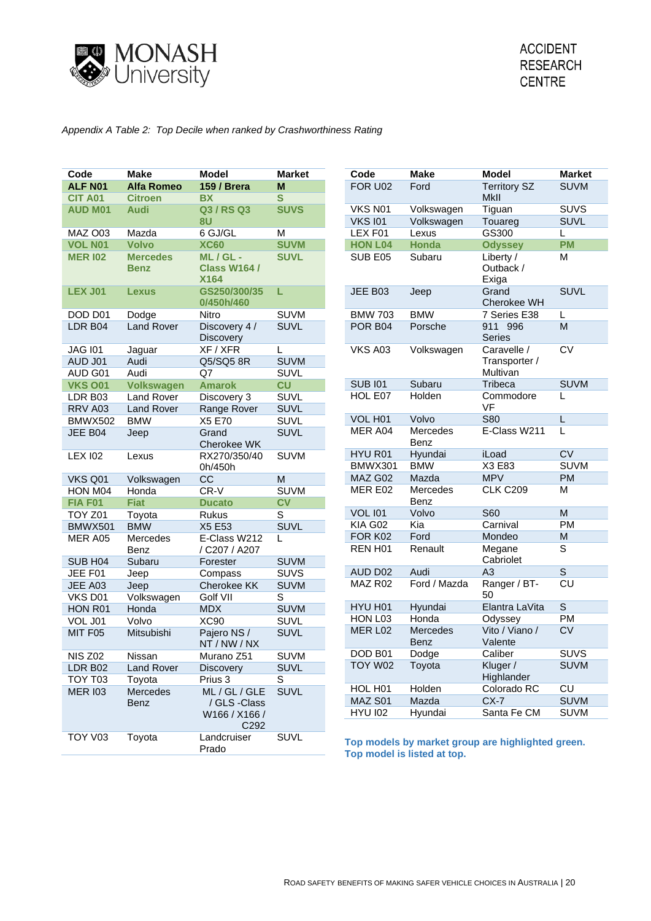*Appendix A Table 2: Top Decile when ranked by Crashworthiness Rating*

| Code | Make | Model | Market |
|---|---|---|---|
| **ALF N01** | **Alfa Romeo** | **159 / Brera** | **M** |
| **CIT A01** | **Citroen** | **BX** | **S** |
| **AUD M01** | **Audi** | **Q3 / RS Q3 8U** | **SUVS** |
| MAZ O03 | Mazda | 6 GJ/GL | M |
| **VOL N01** | **Volvo** | **XC60** | **SUVM** |
| **MER I02** | **Mercedes Benz** | **ML / GL - Class W164 / X164** | **SUVL** |
| **LEX J01** | **Lexus** | **GS250/300/350/450h/460** | **L** |
| DOD D01 | Dodge | Nitro | SUVM |
| LDR B04 | Land Rover | Discovery 4 / Discovery | SUVL |
| JAG I01 | Jaguar | XF / XFR | L |
| AUD J01 | Audi | Q5/SQ5 8R | SUVM |
| AUD G01 | Audi | Q7 | SUVL |
| **VKS O01** | **Volkswagen** | **Amarok** | **CU** |
| LDR B03 | Land Rover | Discovery 3 | SUVL |
| RRV A03 | Land Rover | Range Rover | SUVL |
| BMWX502 | BMW | X5 E70 | SUVL |
| JEE B04 | Jeep | Grand Cherokee WK | SUVL |
| LEX I02 | Lexus | RX270/350/400h/450h | SUVM |
| VKS Q01 | Volkswagen | CC | M |
| HON M04 | Honda | CR-V | SUVM |
| **FIA F01** | **Fiat** | **Ducato** | **CV** |
| TOY Z01 | Toyota | Rukus | S |
| BMWX501 | BMW | X5 E53 | SUVL |
| MER A05 | Mercedes Benz | E-Class W212 / C207 / A207 | L |
| SUB H04 | Subaru | Forester | SUVM |
| JEE F01 | Jeep | Compass | SUVS |
| JEE A03 | Jeep | Cherokee KK | SUVM |
| VKS D01 | Volkswagen | Golf VII | S |
| HON R01 | Honda | MDX | SUVM |
| VOL J01 | Volvo | XC90 | SUVL |
| MIT F05 | Mitsubishi | Pajero NS / NT / NW / NX | SUVL |
| NIS Z02 | Nissan | Murano Z51 | SUVM |
| LDR B02 | Land Rover | Discovery | SUVL |
| TOY T03 | Toyota | Prius 3 | S |
| MER I03 | Mercedes Benz | ML / GL / GLE / GLS -Class W166 / X166 / C292 | SUVL |
| TOY V03 | Toyota | Landcruiser Prado | SUVL |
| FOR U02 | Ford | Territory SZ MkII | SUVM |
| VKS N01 | Volkswagen | Tiguan | SUVS |
| VKS I01 | Volkswagen | Touareg | SUVL |
| LEX F01 | Lexus | GS300 | L |
| **HON L04** | **Honda** | **Odyssey** | **PM** |
| SUB E05 | Subaru | Liberty / Outback / Exiga | M |
| JEE B03 | Jeep | Grand Cherokee WH | SUVL |
| BMW 703 | BMW | 7 Series E38 | L |
| POR B04 | Porsche | 911 996 Series | M |
| VKS A03 | Volkswagen | Caravelle / Transporter / Multivan | CV |
| SUB I01 | Subaru | Tribeca | SUVM |
| HOL E07 | Holden | Commodore VF | L |
| VOL H01 | Volvo | S80 | L |
| MER A04 | Mercedes Benz | E-Class W211 | L |
| HYU R01 | Hyundai | iLoad | CV |
| BMWX301 | BMW | X3 E83 | SUVM |
| MAZ G02 | Mazda | MPV | PM |
| MER E02 | Mercedes Benz | CLK C209 | M |
| VOL I01 | Volvo | S60 | M |
| KIA G02 | Kia | Carnival | PM |
| FOR K02 | Ford | Mondeo | M |
| REN H01 | Renault | Megane Cabriolet | S |
| AUD D02 | Audi | A3 | S |
| MAZ R02 | Ford / Mazda | Ranger / BT-50 | CU |
| HYU H01 | Hyundai | Elantra LaVita | S |
| HON L03 | Honda | Odyssey | PM |
| MER L02 | Mercedes Benz | Vito / Viano / Valente | CV |
| DOD B01 | Dodge | Caliber | SUVS |
| TOY W02 | Toyota | Kluger / Highlander | SUVM |
| HOL H01 | Holden | Colorado RC | CU |
| MAZ S01 | Mazda | CX-7 | SUVM |
| HYU I02 | Hyundai | Santa Fe CM | SUVM |

**Top models by market group are highlighted green. Top model is listed at top.**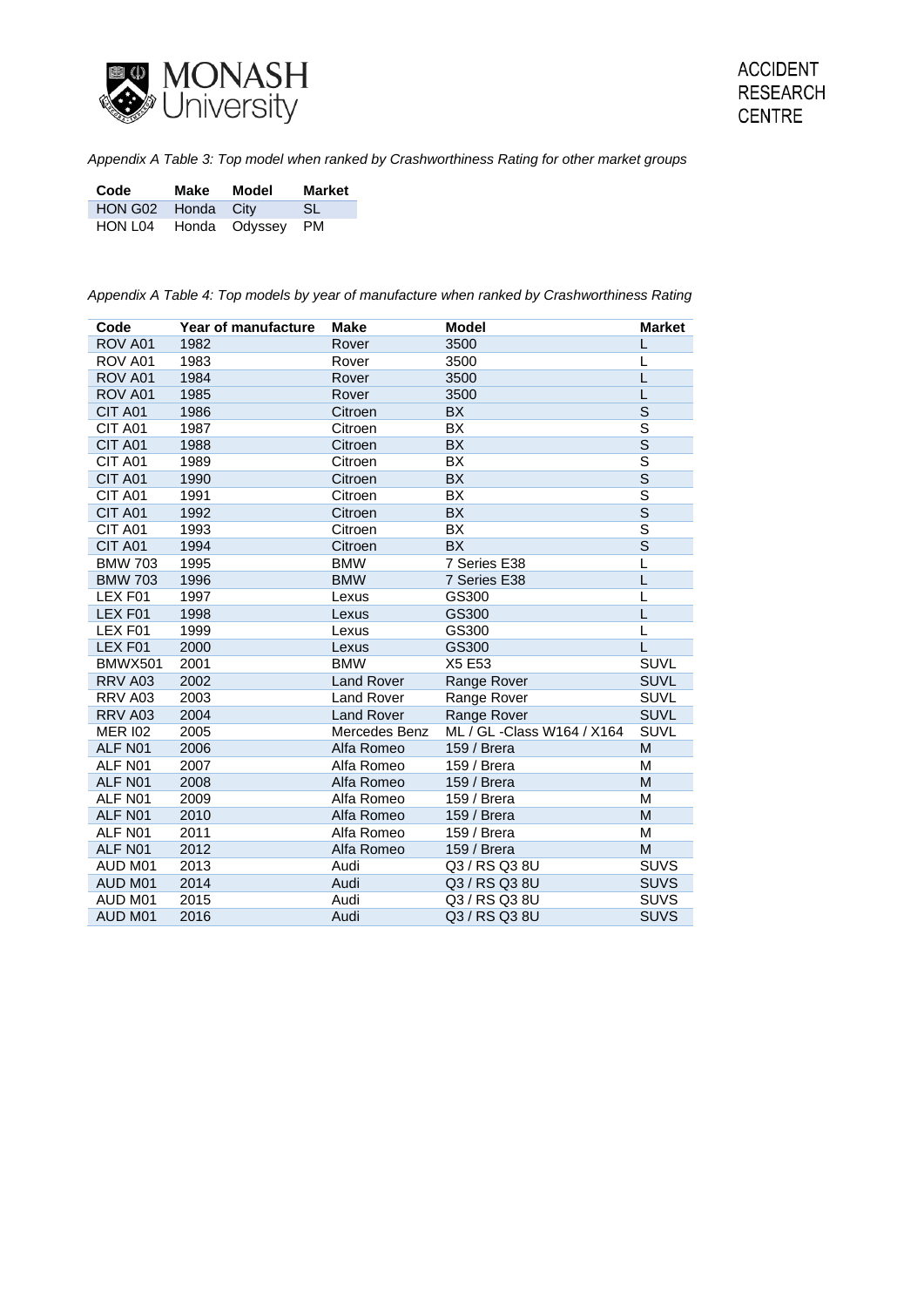*Appendix A Table 3: Top model when ranked by Crashworthiness Rating for other market groups*

| Code | Make | Model | Market |
|---|---|---|---|
| HON G02 | Honda | City | SL |
| HON L04 | Honda | Odyssey | PM |

*Appendix A Table 4: Top models by year of manufacture when ranked by Crashworthiness Rating*

| Code | Year of manufacture | Make | Model | Market |
|---|---|---|---|---|
| ROV A01 | 1982 | Rover | 3500 | L |
| ROV A01 | 1983 | Rover | 3500 | L |
| ROV A01 | 1984 | Rover | 3500 | L |
| ROV A01 | 1985 | Rover | 3500 | L |
| CIT A01 | 1986 | Citroen | BX | S |
| CIT A01 | 1987 | Citroen | BX | S |
| CIT A01 | 1988 | Citroen | BX | S |
| CIT A01 | 1989 | Citroen | BX | S |
| CIT A01 | 1990 | Citroen | BX | S |
| CIT A01 | 1991 | Citroen | BX | S |
| CIT A01 | 1992 | Citroen | BX | S |
| CIT A01 | 1993 | Citroen | BX | S |
| CIT A01 | 1994 | Citroen | BX | S |
| BMW 703 | 1995 | BMW | 7 Series E38 | L |
| BMW 703 | 1996 | BMW | 7 Series E38 | L |
| LEX F01 | 1997 | Lexus | GS300 | L |
| LEX F01 | 1998 | Lexus | GS300 | L |
| LEX F01 | 1999 | Lexus | GS300 | L |
| LEX F01 | 2000 | Lexus | GS300 | L |
| BMWX501 | 2001 | BMW | X5 E53 | SUVL |
| RRV A03 | 2002 | Land Rover | Range Rover | SUVL |
| RRV A03 | 2003 | Land Rover | Range Rover | SUVL |
| RRV A03 | 2004 | Land Rover | Range Rover | SUVL |
| MER I02 | 2005 | Mercedes Benz | ML / GL -Class W164 / X164 | SUVL |
| ALF N01 | 2006 | Alfa Romeo | 159 / Brera | M |
| ALF N01 | 2007 | Alfa Romeo | 159 / Brera | M |
| ALF N01 | 2008 | Alfa Romeo | 159 / Brera | M |
| ALF N01 | 2009 | Alfa Romeo | 159 / Brera | M |
| ALF N01 | 2010 | Alfa Romeo | 159 / Brera | M |
| ALF N01 | 2011 | Alfa Romeo | 159 / Brera | M |
| ALF N01 | 2012 | Alfa Romeo | 159 / Brera | M |
| AUD M01 | 2013 | Audi | Q3 / RS Q3 8U | SUVS |
| AUD M01 | 2014 | Audi | Q3 / RS Q3 8U | SUVS |
| AUD M01 | 2015 | Audi | Q3 / RS Q3 8U | SUVS |
| AUD M01 | 2016 | Audi | Q3 / RS Q3 8U | SUVS |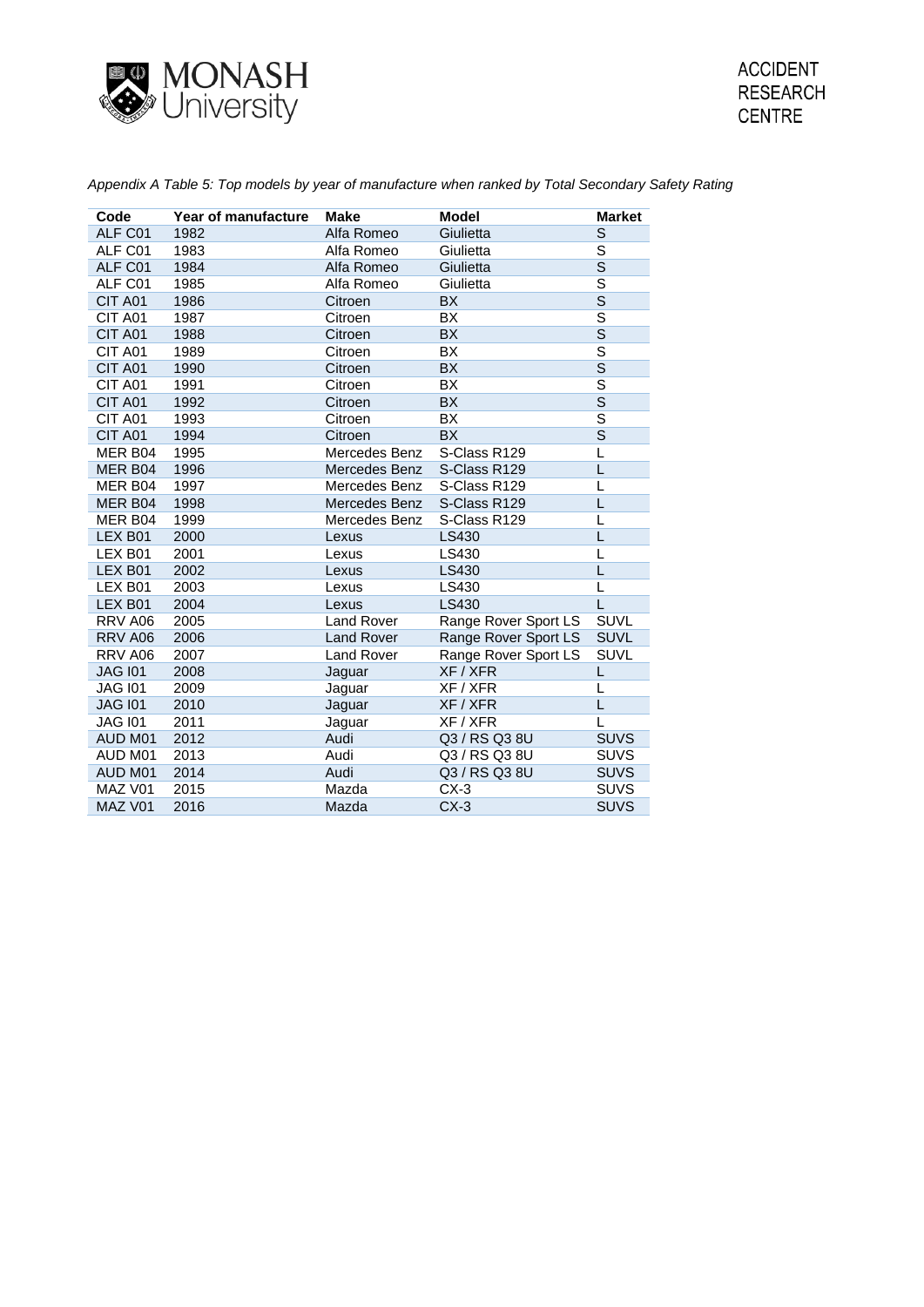*Appendix A Table 5: Top models by year of manufacture when ranked by Total Secondary Safety Rating*

| Code | Year of manufacture | Make | Model | Market |
|---|---|---|---|---|
| ALF C01 | 1982 | Alfa Romeo | Giulietta | S |
| ALF C01 | 1983 | Alfa Romeo | Giulietta | S |
| ALF C01 | 1984 | Alfa Romeo | Giulietta | S |
| ALF C01 | 1985 | Alfa Romeo | Giulietta | S |
| CIT A01 | 1986 | Citroen | BX | S |
| CIT A01 | 1987 | Citroen | BX | S |
| CIT A01 | 1988 | Citroen | BX | S |
| CIT A01 | 1989 | Citroen | BX | S |
| CIT A01 | 1990 | Citroen | BX | S |
| CIT A01 | 1991 | Citroen | BX | S |
| CIT A01 | 1992 | Citroen | BX | S |
| CIT A01 | 1993 | Citroen | BX | S |
| CIT A01 | 1994 | Citroen | BX | S |
| MER B04 | 1995 | Mercedes Benz | S-Class R129 | L |
| MER B04 | 1996 | Mercedes Benz | S-Class R129 | L |
| MER B04 | 1997 | Mercedes Benz | S-Class R129 | L |
| MER B04 | 1998 | Mercedes Benz | S-Class R129 | L |
| MER B04 | 1999 | Mercedes Benz | S-Class R129 | L |
| LEX B01 | 2000 | Lexus | LS430 | L |
| LEX B01 | 2001 | Lexus | LS430 | L |
| LEX B01 | 2002 | Lexus | LS430 | L |
| LEX B01 | 2003 | Lexus | LS430 | L |
| LEX B01 | 2004 | Lexus | LS430 | L |
| RRV A06 | 2005 | Land Rover | Range Rover Sport LS | SUVL |
| RRV A06 | 2006 | Land Rover | Range Rover Sport LS | SUVL |
| RRV A06 | 2007 | Land Rover | Range Rover Sport LS | SUVL |
| JAG I01 | 2008 | Jaguar | XF / XFR | L |
| JAG I01 | 2009 | Jaguar | XF / XFR | L |
| JAG I01 | 2010 | Jaguar | XF / XFR | L |
| JAG I01 | 2011 | Jaguar | XF / XFR | L |
| AUD M01 | 2012 | Audi | Q3 / RS Q3 8U | SUVS |
| AUD M01 | 2013 | Audi | Q3 / RS Q3 8U | SUVS |
| AUD M01 | 2014 | Audi | Q3 / RS Q3 8U | SUVS |
| MAZ V01 | 2015 | Mazda | CX-3 | SUVS |
| MAZ V01 | 2016 | Mazda | CX-3 | SUVS |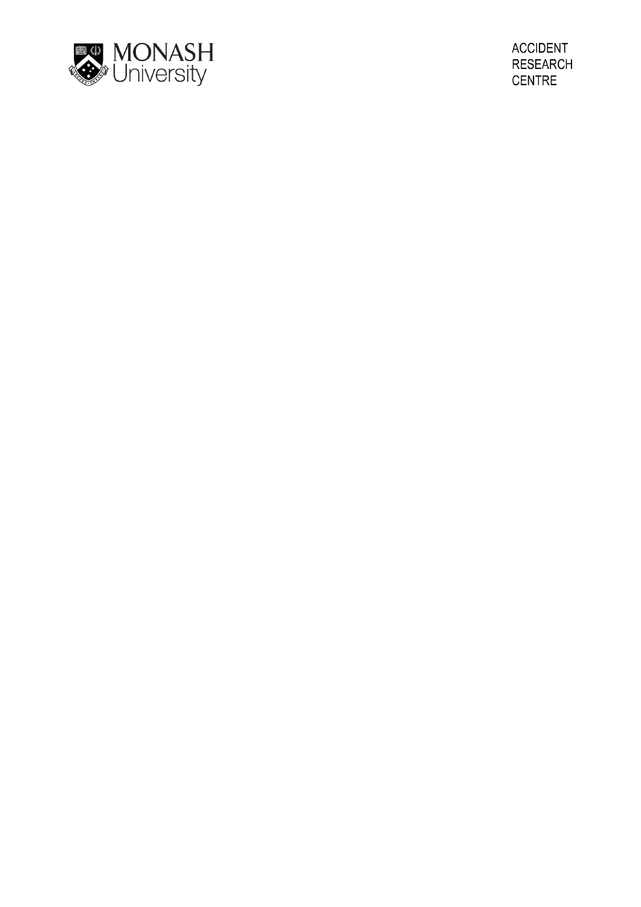MONASH University

ACCIDENT RESEARCH CENTRE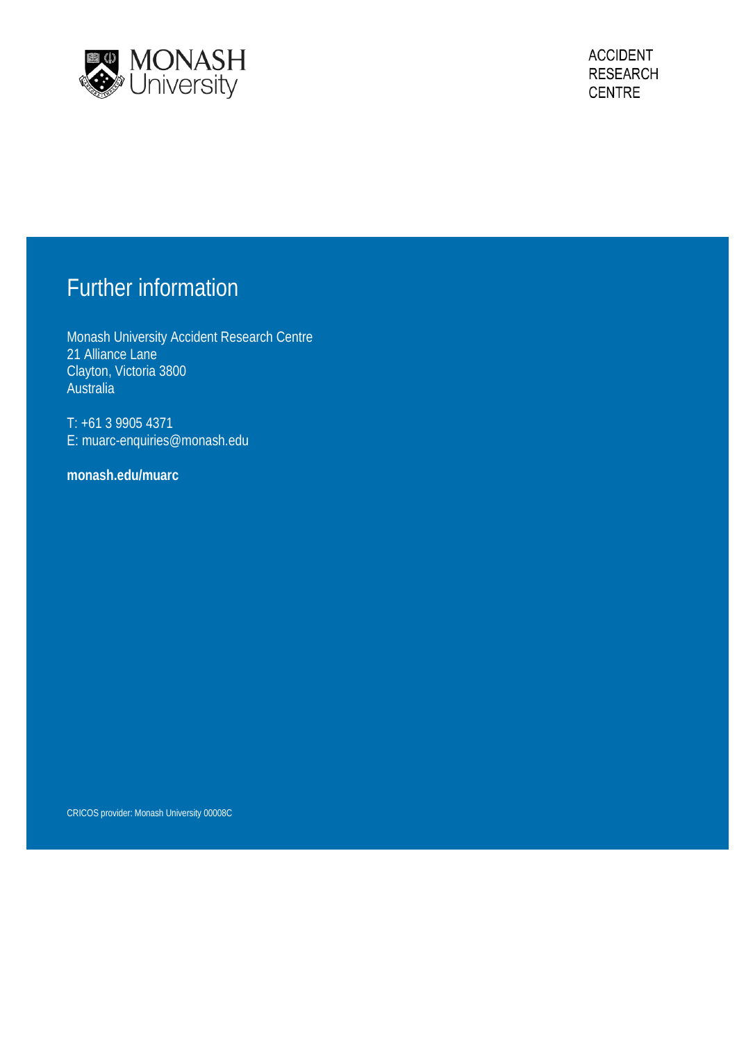MONASH University

ACCIDENT
RESEARCH
CENTRE

# Further information

Monash University Accident Research Centre
21 Alliance Lane
Clayton, Victoria 3800
Australia

T: +61 3 9905 4371
E: muarc-enquiries@monash.edu

**monash.edu/muarc**

CRICOS provider: Monash University 00008C